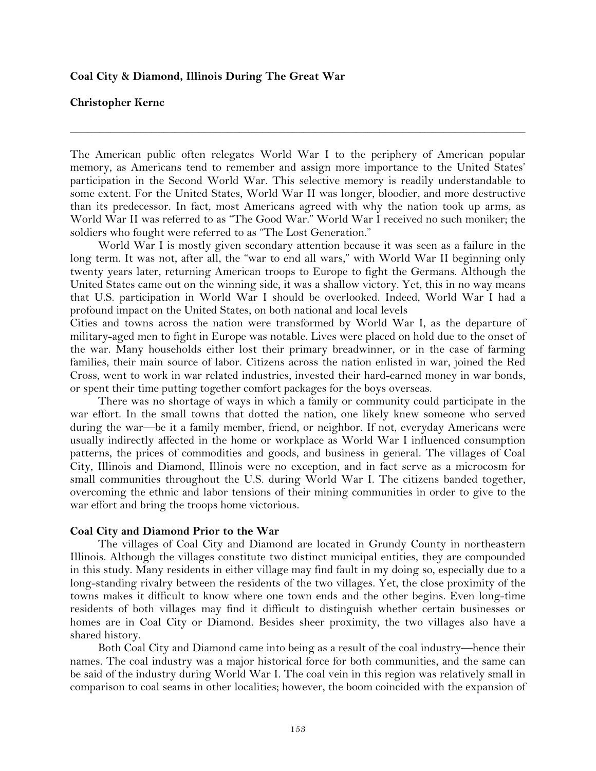**Coal City & Diamond, Illinois During The Great War**

**Christopher Kernc**

---

The American public often relegates World War I to the periphery of American popular memory, as Americans tend to remember and assign more importance to the United States' participation in the Second World War. This selective memory is readily understandable to some extent. For the United States, World War II was longer, bloodier, and more destructive than its predecessor. In fact, most Americans agreed with why the nation took up arms, as World War II was referred to as "The Good War." World War I received no such moniker; the soldiers who fought were referred to as "The Lost Generation."

World War I is mostly given secondary attention because it was seen as a failure in the long term. It was not, after all, the "war to end all wars," with World War II beginning only twenty years later, returning American troops to Europe to fight the Germans. Although the United States came out on the winning side, it was a shallow victory. Yet, this in no way means that U.S. participation in World War I should be overlooked. Indeed, World War I had a profound impact on the United States, on both national and local levels

Cities and towns across the nation were transformed by World War I, as the departure of military-aged men to fight in Europe was notable. Lives were placed on hold due to the onset of the war. Many households either lost their primary breadwinner, or in the case of farming families, their main source of labor. Citizens across the nation enlisted in war, joined the Red Cross, went to work in war related industries, invested their hard-earned money in war bonds, or spent their time putting together comfort packages for the boys overseas.

There was no shortage of ways in which a family or community could participate in the war effort. In the small towns that dotted the nation, one likely knew someone who served during the war—be it a family member, friend, or neighbor. If not, everyday Americans were usually indirectly affected in the home or workplace as World War I influenced consumption patterns, the prices of commodities and goods, and business in general. The villages of Coal City, Illinois and Diamond, Illinois were no exception, and in fact serve as a microcosm for small communities throughout the U.S. during World War I. The citizens banded together, overcoming the ethnic and labor tensions of their mining communities in order to give to the war effort and bring the troops home victorious.

**Coal City and Diamond Prior to the War**

The villages of Coal City and Diamond are located in Grundy County in northeastern Illinois. Although the villages constitute two distinct municipal entities, they are compounded in this study. Many residents in either village may find fault in my doing so, especially due to a long-standing rivalry between the residents of the two villages. Yet, the close proximity of the towns makes it difficult to know where one town ends and the other begins. Even long-time residents of both villages may find it difficult to distinguish whether certain businesses or homes are in Coal City or Diamond. Besides sheer proximity, the two villages also have a shared history.

Both Coal City and Diamond came into being as a result of the coal industry—hence their names. The coal industry was a major historical force for both communities, and the same can be said of the industry during World War I. The coal vein in this region was relatively small in comparison to coal seams in other localities; however, the boom coincided with the expansion of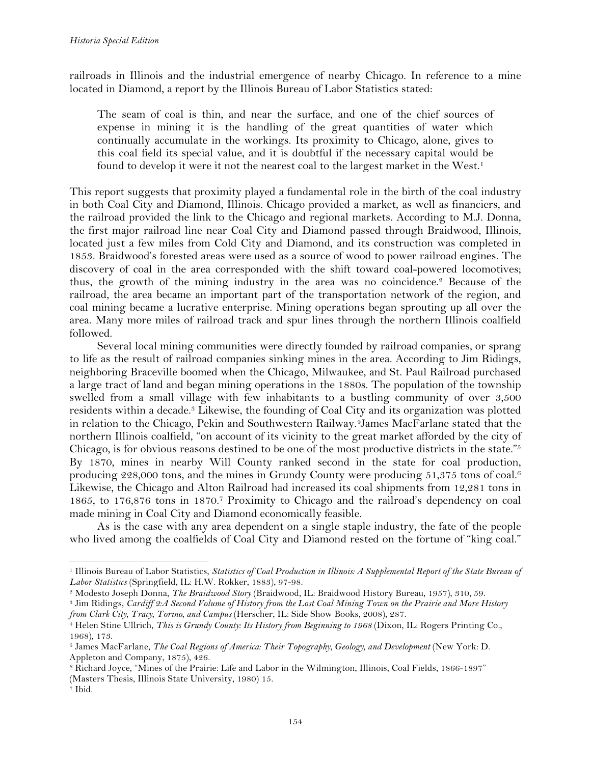railroads in Illinois and the industrial emergence of nearby Chicago. In reference to a mine located in Diamond, a report by the Illinois Bureau of Labor Statistics stated:

> The seam of coal is thin, and near the surface, and one of the chief sources of expense in mining it is the handling of the great quantities of water which continually accumulate in the workings. Its proximity to Chicago, alone, gives to this coal field its special value, and it is doubtful if the necessary capital would be found to develop it were it not the nearest coal to the largest market in the West.[1]

This report suggests that proximity played a fundamental role in the birth of the coal industry in both Coal City and Diamond, Illinois. Chicago provided a market, as well as financiers, and the railroad provided the link to the Chicago and regional markets. According to M.J. Donna, the first major railroad line near Coal City and Diamond passed through Braidwood, Illinois, located just a few miles from Cold City and Diamond, and its construction was completed in 1853. Braidwood's forested areas were used as a source of wood to power railroad engines. The discovery of coal in the area corresponded with the shift toward coal-powered locomotives; thus, the growth of the mining industry in the area was no coincidence.[2] Because of the railroad, the area became an important part of the transportation network of the region, and coal mining became a lucrative enterprise. Mining operations began sprouting up all over the area. Many more miles of railroad track and spur lines through the northern Illinois coalfield followed.

Several local mining communities were directly founded by railroad companies, or sprang to life as the result of railroad companies sinking mines in the area. According to Jim Ridings, neighboring Braceville boomed when the Chicago, Milwaukee, and St. Paul Railroad purchased a large tract of land and began mining operations in the 1880s. The population of the township swelled from a small village with few inhabitants to a bustling community of over 3,500 residents within a decade.[3] Likewise, the founding of Coal City and its organization was plotted in relation to the Chicago, Pekin and Southwestern Railway.[4] James MacFarlane stated that the northern Illinois coalfield, "on account of its vicinity to the great market afforded by the city of Chicago, is for obvious reasons destined to be one of the most productive districts in the state."[5] By 1870, mines in nearby Will County ranked second in the state for coal production, producing 228,000 tons, and the mines in Grundy County were producing 51,375 tons of coal.[6] Likewise, the Chicago and Alton Railroad had increased its coal shipments from 12,281 tons in 1865, to 176,876 tons in 1870.[7] Proximity to Chicago and the railroad's dependency on coal made mining in Coal City and Diamond economically feasible.

As is the case with any area dependent on a single staple industry, the fate of the people who lived among the coalfields of Coal City and Diamond rested on the fortune of "king coal."

---

[1] Illinois Bureau of Labor Statistics, *Statistics of Coal Production in Illinois: A Supplemental Report of the State Bureau of Labor Statistics* (Springfield, IL: H.W. Rokker, 1883), 97-98.

[2] Modesto Joseph Donna, *The Braidwood Story* (Braidwood, IL: Braidwood History Bureau, 1957), 310, 59.

[3] Jim Ridings, *Cardiff 2:A Second Volume of History from the Lost Coal Mining Town on the Prairie and More History from Clark City, Tracy, Torino, and Campus* (Herscher, IL: Side Show Books, 2008), 287.

[4] Helen Stine Ullrich, *This is Grundy County: Its History from Beginning to 1968* (Dixon, IL: Rogers Printing Co., 1968), 173.

[5] James MacFarlane, *The Coal Regions of America: Their Topography, Geology, and Development* (New York: D. Appleton and Company, 1875), 426.

[6] Richard Joyce, "Mines of the Prairie: Life and Labor in the Wilmington, Illinois, Coal Fields, 1866-1897" (Masters Thesis, Illinois State University, 1980) 15.

[7] Ibid.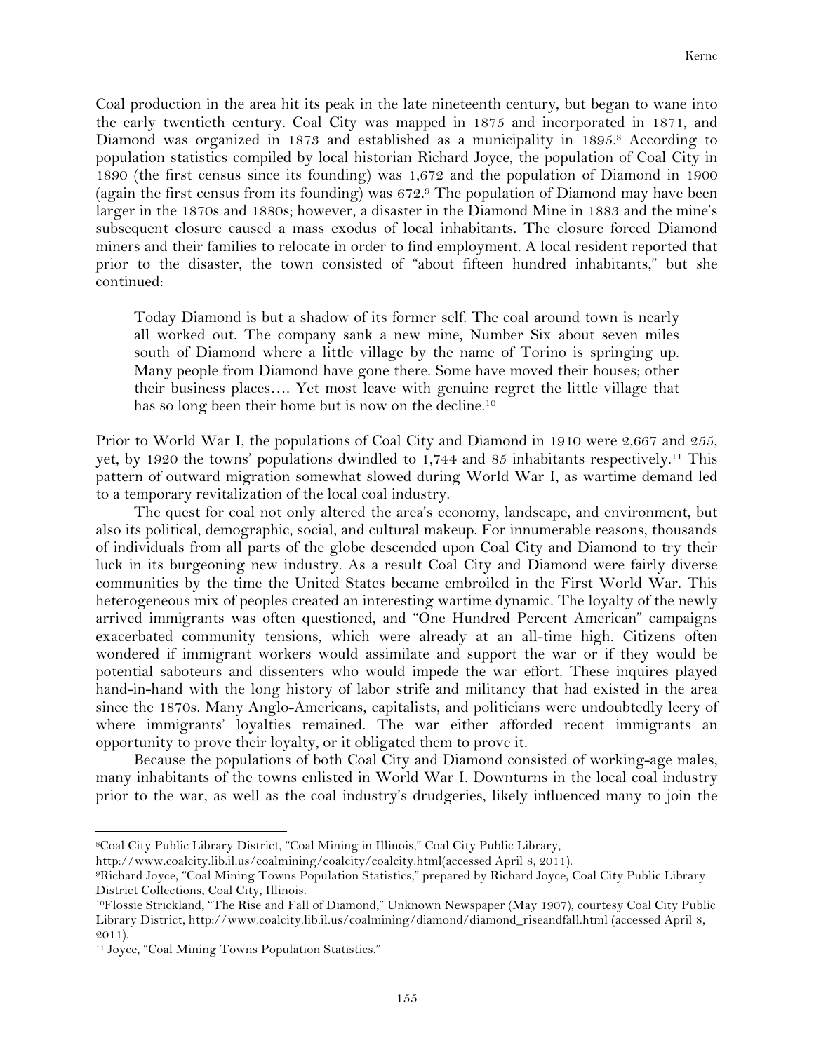Coal production in the area hit its peak in the late nineteenth century, but began to wane into the early twentieth century. Coal City was mapped in 1875 and incorporated in 1871, and Diamond was organized in 1873 and established as a municipality in 1895.[8] According to population statistics compiled by local historian Richard Joyce, the population of Coal City in 1890 (the first census since its founding) was 1,672 and the population of Diamond in 1900 (again the first census from its founding) was 672.[9] The population of Diamond may have been larger in the 1870s and 1880s; however, a disaster in the Diamond Mine in 1883 and the mine's subsequent closure caused a mass exodus of local inhabitants. The closure forced Diamond miners and their families to relocate in order to find employment. A local resident reported that prior to the disaster, the town consisted of "about fifteen hundred inhabitants," but she continued:

> Today Diamond is but a shadow of its former self. The coal around town is nearly all worked out. The company sank a new mine, Number Six about seven miles south of Diamond where a little village by the name of Torino is springing up. Many people from Diamond have gone there. Some have moved their houses; other their business places…. Yet most leave with genuine regret the little village that has so long been their home but is now on the decline.[10]

Prior to World War I, the populations of Coal City and Diamond in 1910 were 2,667 and 255, yet, by 1920 the towns' populations dwindled to 1,744 and 85 inhabitants respectively.[11] This pattern of outward migration somewhat slowed during World War I, as wartime demand led to a temporary revitalization of the local coal industry.

The quest for coal not only altered the area's economy, landscape, and environment, but also its political, demographic, social, and cultural makeup. For innumerable reasons, thousands of individuals from all parts of the globe descended upon Coal City and Diamond to try their luck in its burgeoning new industry. As a result Coal City and Diamond were fairly diverse communities by the time the United States became embroiled in the First World War. This heterogeneous mix of peoples created an interesting wartime dynamic. The loyalty of the newly arrived immigrants was often questioned, and "One Hundred Percent American" campaigns exacerbated community tensions, which were already at an all-time high. Citizens often wondered if immigrant workers would assimilate and support the war or if they would be potential saboteurs and dissenters who would impede the war effort. These inquires played hand-in-hand with the long history of labor strife and militancy that had existed in the area since the 1870s. Many Anglo-Americans, capitalists, and politicians were undoubtedly leery of where immigrants' loyalties remained. The war either afforded recent immigrants an opportunity to prove their loyalty, or it obligated them to prove it.

Because the populations of both Coal City and Diamond consisted of working-age males, many inhabitants of the towns enlisted in World War I. Downturns in the local coal industry prior to the war, as well as the coal industry's drudgeries, likely influenced many to join the

---

[8] Coal City Public Library District, "Coal Mining in Illinois," Coal City Public Library, http://www.coalcity.lib.il.us/coalmining/coalcity/coalcity.html(accessed April 8, 2011).

[9] Richard Joyce, "Coal Mining Towns Population Statistics," prepared by Richard Joyce, Coal City Public Library District Collections, Coal City, Illinois.

[10] Flossie Strickland, "The Rise and Fall of Diamond," Unknown Newspaper (May 1907), courtesy Coal City Public Library District, http://www.coalcity.lib.il.us/coalmining/diamond/diamond_riseandfall.html (accessed April 8, 2011).

[11] Joyce, "Coal Mining Towns Population Statistics."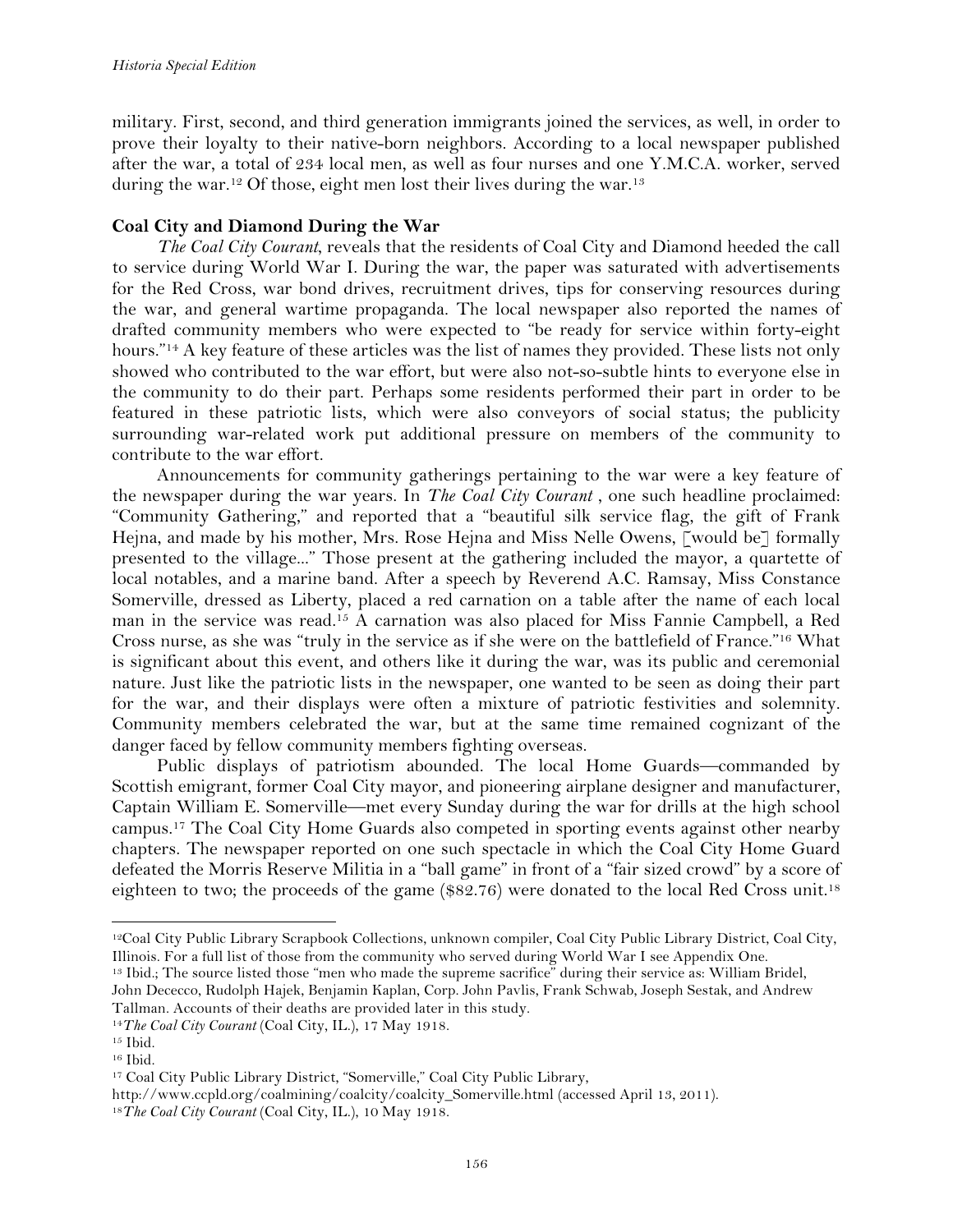military. First, second, and third generation immigrants joined the services, as well, in order to prove their loyalty to their native-born neighbors. According to a local newspaper published after the war, a total of 234 local men, as well as four nurses and one Y.M.C.A. worker, served during the war.[12] Of those, eight men lost their lives during the war.[13]

**Coal City and Diamond During the War**

*The Coal City Courant*, reveals that the residents of Coal City and Diamond heeded the call to service during World War I. During the war, the paper was saturated with advertisements for the Red Cross, war bond drives, recruitment drives, tips for conserving resources during the war, and general wartime propaganda. The local newspaper also reported the names of drafted community members who were expected to "be ready for service within forty-eight hours."[14] A key feature of these articles was the list of names they provided. These lists not only showed who contributed to the war effort, but were also not-so-subtle hints to everyone else in the community to do their part. Perhaps some residents performed their part in order to be featured in these patriotic lists, which were also conveyors of social status; the publicity surrounding war-related work put additional pressure on members of the community to contribute to the war effort.

Announcements for community gatherings pertaining to the war were a key feature of the newspaper during the war years. In *The Coal City Courant* , one such headline proclaimed: "Community Gathering," and reported that a "beautiful silk service flag, the gift of Frank Hejna, and made by his mother, Mrs. Rose Hejna and Miss Nelle Owens, [would be] formally presented to the village..." Those present at the gathering included the mayor, a quartette of local notables, and a marine band. After a speech by Reverend A.C. Ramsay, Miss Constance Somerville, dressed as Liberty, placed a red carnation on a table after the name of each local man in the service was read.[15] A carnation was also placed for Miss Fannie Campbell, a Red Cross nurse, as she was "truly in the service as if she were on the battlefield of France."[16] What is significant about this event, and others like it during the war, was its public and ceremonial nature. Just like the patriotic lists in the newspaper, one wanted to be seen as doing their part for the war, and their displays were often a mixture of patriotic festivities and solemnity. Community members celebrated the war, but at the same time remained cognizant of the danger faced by fellow community members fighting overseas.

Public displays of patriotism abounded. The local Home Guards—commanded by Scottish emigrant, former Coal City mayor, and pioneering airplane designer and manufacturer, Captain William E. Somerville—met every Sunday during the war for drills at the high school campus.[17] The Coal City Home Guards also competed in sporting events against other nearby chapters. The newspaper reported on one such spectacle in which the Coal City Home Guard defeated the Morris Reserve Militia in a "ball game" in front of a "fair sized crowd" by a score of eighteen to two; the proceeds of the game ($82.76) were donated to the local Red Cross unit.[18]

---

[12] Coal City Public Library Scrapbook Collections, unknown compiler, Coal City Public Library District, Coal City, Illinois. For a full list of those from the community who served during World War I see Appendix One.

[13] Ibid.; The source listed those "men who made the supreme sacrifice" during their service as: William Bridel, John Dececco, Rudolph Hajek, Benjamin Kaplan, Corp. John Pavlis, Frank Schwab, Joseph Sestak, and Andrew Tallman. Accounts of their deaths are provided later in this study.

[14] *The Coal City Courant* (Coal City, IL.), 17 May 1918.

[15] Ibid.

[16] Ibid.

[17] Coal City Public Library District, "Somerville," Coal City Public Library, http://www.ccpld.org/coalmining/coalcity/coalcity_Somerville.html (accessed April 13, 2011).

[18] *The Coal City Courant* (Coal City, IL.), 10 May 1918.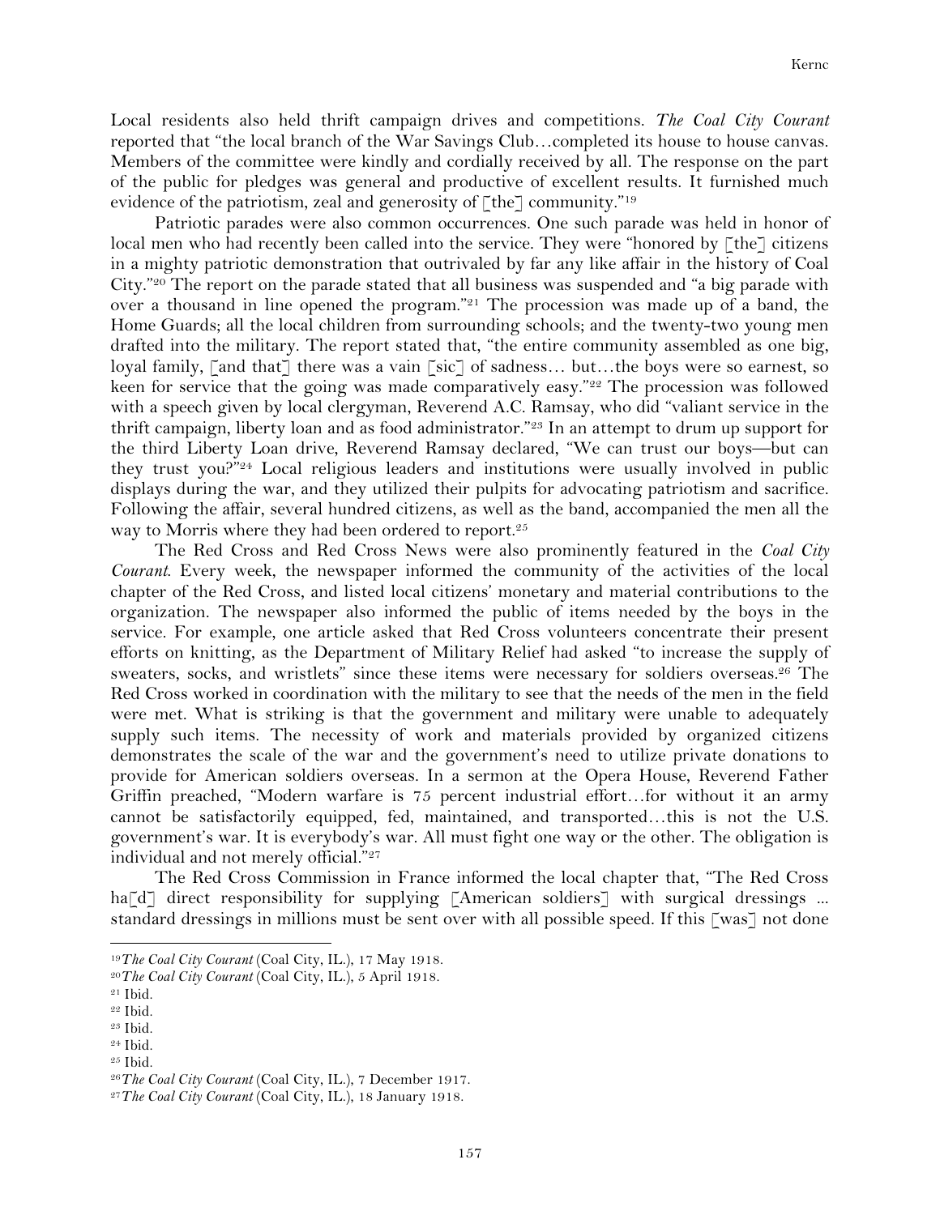Local residents also held thrift campaign drives and competitions. *The Coal City Courant* reported that "the local branch of the War Savings Club…completed its house to house canvas. Members of the committee were kindly and cordially received by all. The response on the part of the public for pledges was general and productive of excellent results. It furnished much evidence of the patriotism, zeal and generosity of [the] community."[19]

Patriotic parades were also common occurrences. One such parade was held in honor of local men who had recently been called into the service. They were "honored by [the] citizens in a mighty patriotic demonstration that outrivaled by far any like affair in the history of Coal City."[20] The report on the parade stated that all business was suspended and "a big parade with over a thousand in line opened the program."[21] The procession was made up of a band, the Home Guards; all the local children from surrounding schools; and the twenty-two young men drafted into the military. The report stated that, "the entire community assembled as one big, loyal family, [and that] there was a vain [sic] of sadness… but…the boys were so earnest, so keen for service that the going was made comparatively easy."[22] The procession was followed with a speech given by local clergyman, Reverend A.C. Ramsay, who did "valiant service in the thrift campaign, liberty loan and as food administrator."[23] In an attempt to drum up support for the third Liberty Loan drive, Reverend Ramsay declared, "We can trust our boys—but can they trust you?"[24] Local religious leaders and institutions were usually involved in public displays during the war, and they utilized their pulpits for advocating patriotism and sacrifice. Following the affair, several hundred citizens, as well as the band, accompanied the men all the way to Morris where they had been ordered to report.[25]

The Red Cross and Red Cross News were also prominently featured in the *Coal City Courant*. Every week, the newspaper informed the community of the activities of the local chapter of the Red Cross, and listed local citizens' monetary and material contributions to the organization. The newspaper also informed the public of items needed by the boys in the service. For example, one article asked that Red Cross volunteers concentrate their present efforts on knitting, as the Department of Military Relief had asked "to increase the supply of sweaters, socks, and wristlets" since these items were necessary for soldiers overseas.[26] The Red Cross worked in coordination with the military to see that the needs of the men in the field were met. What is striking is that the government and military were unable to adequately supply such items. The necessity of work and materials provided by organized citizens demonstrates the scale of the war and the government's need to utilize private donations to provide for American soldiers overseas. In a sermon at the Opera House, Reverend Father Griffin preached, "Modern warfare is 75 percent industrial effort…for without it an army cannot be satisfactorily equipped, fed, maintained, and transported…this is not the U.S. government's war. It is everybody's war. All must fight one way or the other. The obligation is individual and not merely official."[27]

The Red Cross Commission in France informed the local chapter that, "The Red Cross ha[d] direct responsibility for supplying [American soldiers] with surgical dressings ... standard dressings in millions must be sent over with all possible speed. If this [was] not done

---

[19] *The Coal City Courant* (Coal City, IL.), 17 May 1918.

[20] *The Coal City Courant* (Coal City, IL.), 5 April 1918.

[21] Ibid.

[22] Ibid.

[23] Ibid.

[24] Ibid.

[25] Ibid.

[26] *The Coal City Courant* (Coal City, IL.), 7 December 1917.

[27] *The Coal City Courant* (Coal City, IL.), 18 January 1918.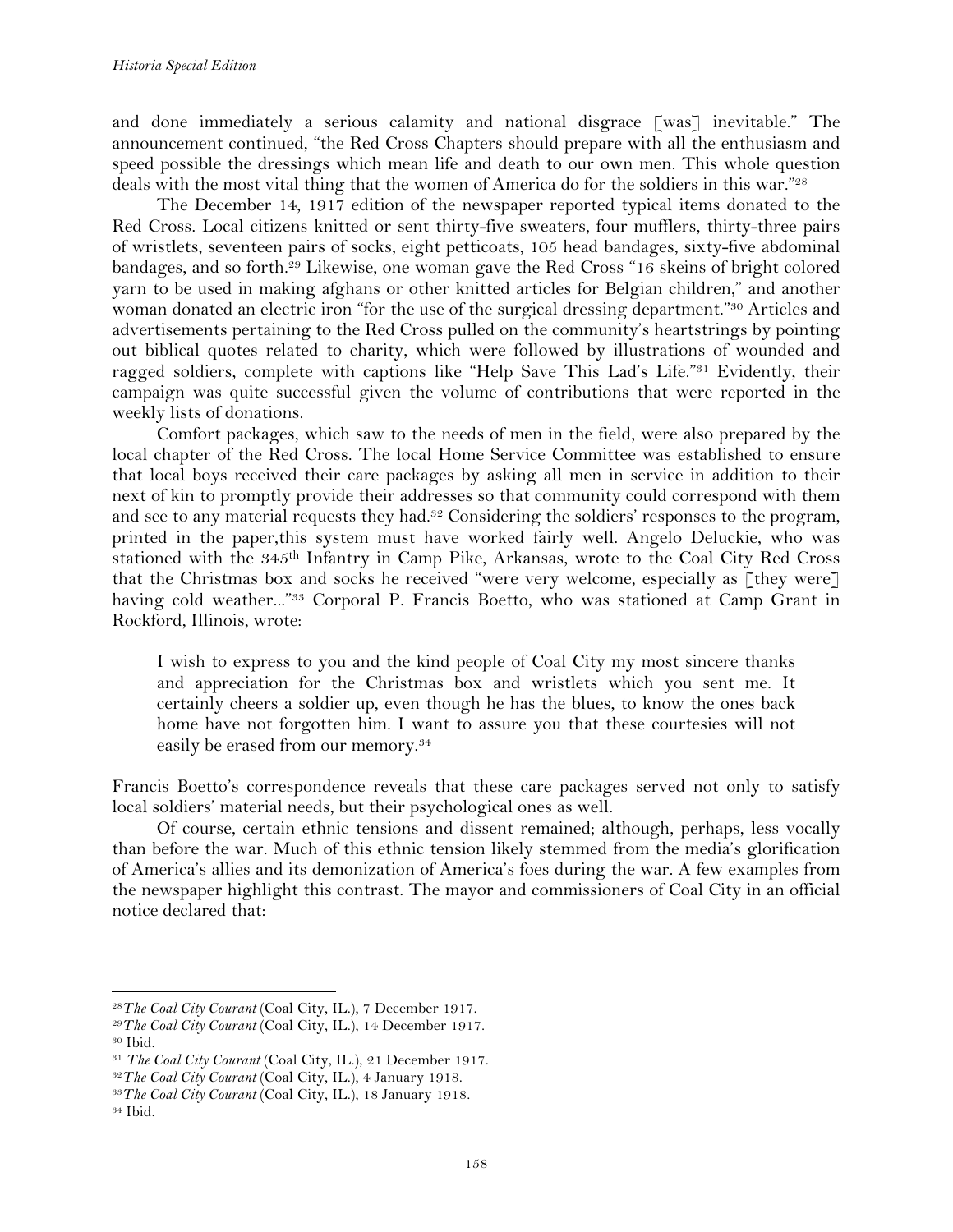and done immediately a serious calamity and national disgrace [was] inevitable." The announcement continued, "the Red Cross Chapters should prepare with all the enthusiasm and speed possible the dressings which mean life and death to our own men. This whole question deals with the most vital thing that the women of America do for the soldiers in this war."[28]

The December 14, 1917 edition of the newspaper reported typical items donated to the Red Cross. Local citizens knitted or sent thirty-five sweaters, four mufflers, thirty-three pairs of wristlets, seventeen pairs of socks, eight petticoats, 105 head bandages, sixty-five abdominal bandages, and so forth.[29] Likewise, one woman gave the Red Cross "16 skeins of bright colored yarn to be used in making afghans or other knitted articles for Belgian children," and another woman donated an electric iron "for the use of the surgical dressing department."[30] Articles and advertisements pertaining to the Red Cross pulled on the community's heartstrings by pointing out biblical quotes related to charity, which were followed by illustrations of wounded and ragged soldiers, complete with captions like "Help Save This Lad's Life."[31] Evidently, their campaign was quite successful given the volume of contributions that were reported in the weekly lists of donations.

Comfort packages, which saw to the needs of men in the field, were also prepared by the local chapter of the Red Cross. The local Home Service Committee was established to ensure that local boys received their care packages by asking all men in service in addition to their next of kin to promptly provide their addresses so that community could correspond with them and see to any material requests they had.[32] Considering the soldiers' responses to the program, printed in the paper,this system must have worked fairly well. Angelo Deluckie, who was stationed with the 345th Infantry in Camp Pike, Arkansas, wrote to the Coal City Red Cross that the Christmas box and socks he received "were very welcome, especially as [they were] having cold weather..."[33] Corporal P. Francis Boetto, who was stationed at Camp Grant in Rockford, Illinois, wrote:

> I wish to express to you and the kind people of Coal City my most sincere thanks and appreciation for the Christmas box and wristlets which you sent me. It certainly cheers a soldier up, even though he has the blues, to know the ones back home have not forgotten him. I want to assure you that these courtesies will not easily be erased from our memory.[34]

Francis Boetto's correspondence reveals that these care packages served not only to satisfy local soldiers' material needs, but their psychological ones as well.

Of course, certain ethnic tensions and dissent remained; although, perhaps, less vocally than before the war. Much of this ethnic tension likely stemmed from the media's glorification of America's allies and its demonization of America's foes during the war. A few examples from the newspaper highlight this contrast. The mayor and commissioners of Coal City in an official notice declared that:

---

[28] *The Coal City Courant* (Coal City, IL.), 7 December 1917.
[29] *The Coal City Courant* (Coal City, IL.), 14 December 1917.
[30] Ibid.
[31] *The Coal City Courant* (Coal City, IL.), 21 December 1917.
[32] *The Coal City Courant* (Coal City, IL.), 4 January 1918.
[33] *The Coal City Courant* (Coal City, IL.), 18 January 1918.
[34] Ibid.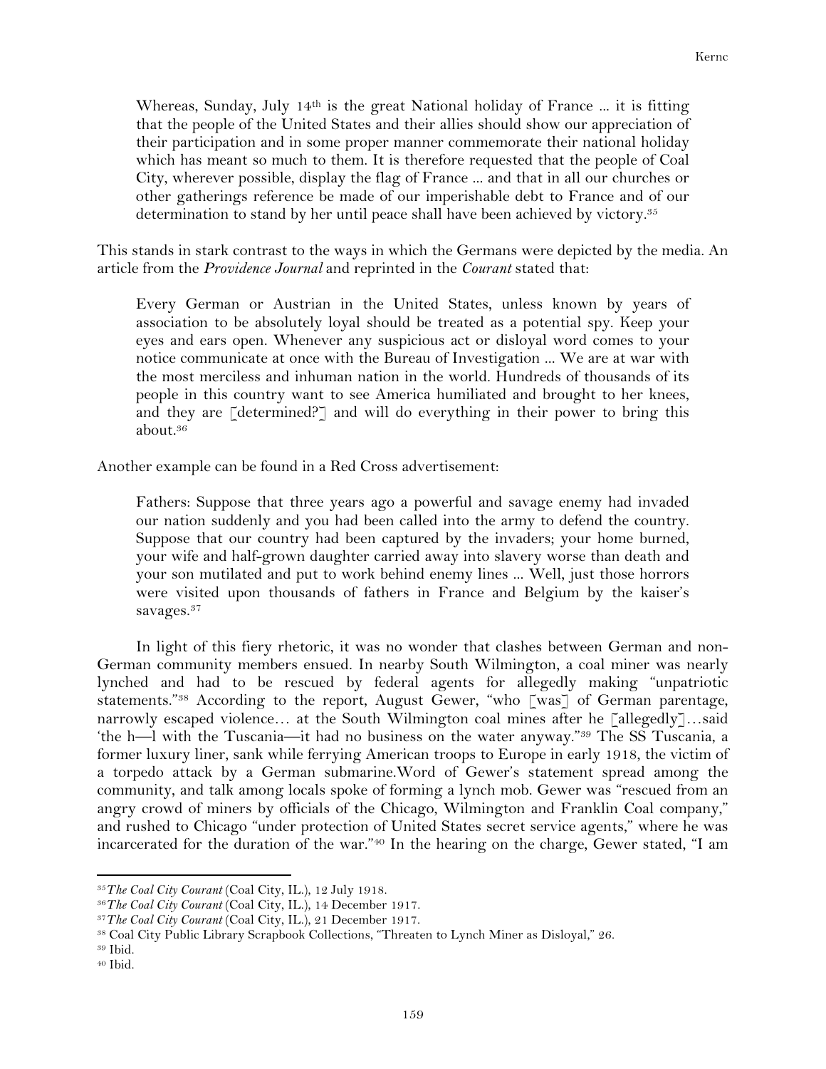> Whereas, Sunday, July 14th is the great National holiday of France ... it is fitting that the people of the United States and their allies should show our appreciation of their participation and in some proper manner commemorate their national holiday which has meant so much to them. It is therefore requested that the people of Coal City, wherever possible, display the flag of France ... and that in all our churches or other gatherings reference be made of our imperishable debt to France and of our determination to stand by her until peace shall have been achieved by victory.[35]

This stands in stark contrast to the ways in which the Germans were depicted by the media. An article from the ***Providence Journal*** and reprinted in the *Courant* stated that:

> Every German or Austrian in the United States, unless known by years of association to be absolutely loyal should be treated as a potential spy. Keep your eyes and ears open. Whenever any suspicious act or disloyal word comes to your notice communicate at once with the Bureau of Investigation ... We are at war with the most merciless and inhuman nation in the world. Hundreds of thousands of its people in this country want to see America humiliated and brought to her knees, and they are [determined?] and will do everything in their power to bring this about.[36]

Another example can be found in a Red Cross advertisement:

> Fathers: Suppose that three years ago a powerful and savage enemy had invaded our nation suddenly and you had been called into the army to defend the country. Suppose that our country had been captured by the invaders; your home burned, your wife and half-grown daughter carried away into slavery worse than death and your son mutilated and put to work behind enemy lines ... Well, just those horrors were visited upon thousands of fathers in France and Belgium by the kaiser's savages.[37]

In light of this fiery rhetoric, it was no wonder that clashes between German and non-German community members ensued. In nearby South Wilmington, a coal miner was nearly lynched and had to be rescued by federal agents for allegedly making "unpatriotic statements."[38] According to the report, August Gewer, "who [was] of German parentage, narrowly escaped violence… at the South Wilmington coal mines after he [allegedly]…said 'the h—l with the Tuscania—it had no business on the water anyway."[39] The SS Tuscania, a former luxury liner, sank while ferrying American troops to Europe in early 1918, the victim of a torpedo attack by a German submarine.Word of Gewer's statement spread among the community, and talk among locals spoke of forming a lynch mob. Gewer was "rescued from an angry crowd of miners by officials of the Chicago, Wilmington and Franklin Coal company," and rushed to Chicago "under protection of United States secret service agents," where he was incarcerated for the duration of the war."[40] In the hearing on the charge, Gewer stated, "I am

---

[35] *The Coal City Courant* (Coal City, IL.), 12 July 1918.

[36] *The Coal City Courant* (Coal City, IL.), 14 December 1917.

[37] *The Coal City Courant* (Coal City, IL.), 21 December 1917.

[38] Coal City Public Library Scrapbook Collections, "Threaten to Lynch Miner as Disloyal," 26.

[39] Ibid.

[40] Ibid.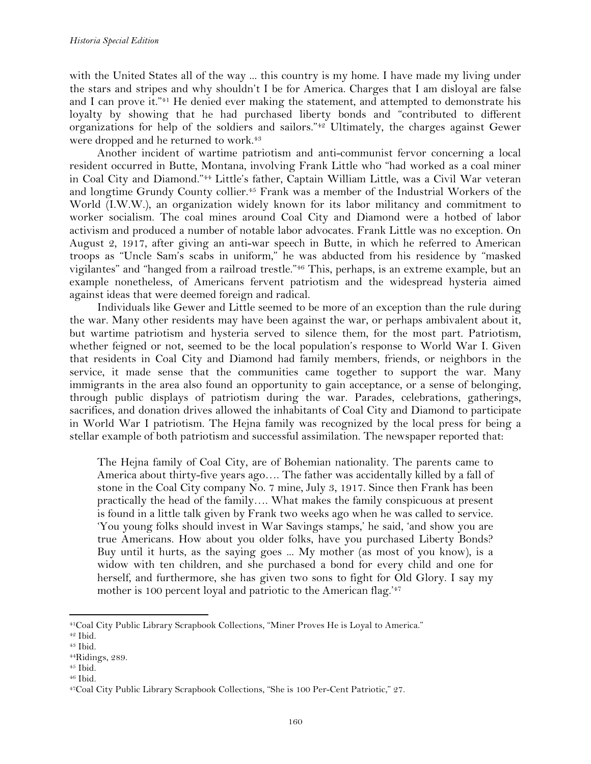with the United States all of the way ... this country is my home. I have made my living under the stars and stripes and why shouldn't I be for America. Charges that I am disloyal are false and I can prove it."[41] He denied ever making the statement, and attempted to demonstrate his loyalty by showing that he had purchased liberty bonds and "contributed to different organizations for help of the soldiers and sailors."[42] Ultimately, the charges against Gewer were dropped and he returned to work.[43]

Another incident of wartime patriotism and anti-communist fervor concerning a local resident occurred in Butte, Montana, involving Frank Little who "had worked as a coal miner in Coal City and Diamond."[44] Little's father, Captain William Little, was a Civil War veteran and longtime Grundy County collier.[45] Frank was a member of the Industrial Workers of the World (I.W.W.), an organization widely known for its labor militancy and commitment to worker socialism. The coal mines around Coal City and Diamond were a hotbed of labor activism and produced a number of notable labor advocates. Frank Little was no exception. On August 2, 1917, after giving an anti-war speech in Butte, in which he referred to American troops as "Uncle Sam's scabs in uniform," he was abducted from his residence by "masked vigilantes" and "hanged from a railroad trestle."[46] This, perhaps, is an extreme example, but an example nonetheless, of Americans fervent patriotism and the widespread hysteria aimed against ideas that were deemed foreign and radical.

Individuals like Gewer and Little seemed to be more of an exception than the rule during the war. Many other residents may have been against the war, or perhaps ambivalent about it, but wartime patriotism and hysteria served to silence them, for the most part. Patriotism, whether feigned or not, seemed to be the local population's response to World War I. Given that residents in Coal City and Diamond had family members, friends, or neighbors in the service, it made sense that the communities came together to support the war. Many immigrants in the area also found an opportunity to gain acceptance, or a sense of belonging, through public displays of patriotism during the war. Parades, celebrations, gatherings, sacrifices, and donation drives allowed the inhabitants of Coal City and Diamond to participate in World War I patriotism. The Hejna family was recognized by the local press for being a stellar example of both patriotism and successful assimilation. The newspaper reported that:

> The Hejna family of Coal City, are of Bohemian nationality. The parents came to America about thirty-five years ago…. The father was accidentally killed by a fall of stone in the Coal City company No. 7 mine, July 3, 1917. Since then Frank has been practically the head of the family…. What makes the family conspicuous at present is found in a little talk given by Frank two weeks ago when he was called to service. 'You young folks should invest in War Savings stamps,' he said, 'and show you are true Americans. How about you older folks, have you purchased Liberty Bonds? Buy until it hurts, as the saying goes ... My mother (as most of you know), is a widow with ten children, and she purchased a bond for every child and one for herself, and furthermore, she has given two sons to fight for Old Glory. I say my mother is 100 percent loyal and patriotic to the American flag.'[47]

---

[41] Coal City Public Library Scrapbook Collections, "Miner Proves He is Loyal to America."
[42] Ibid.
[43] Ibid.
[44] Ridings, 289.
[45] Ibid.
[46] Ibid.
[47] Coal City Public Library Scrapbook Collections, "She is 100 Per-Cent Patriotic," 27.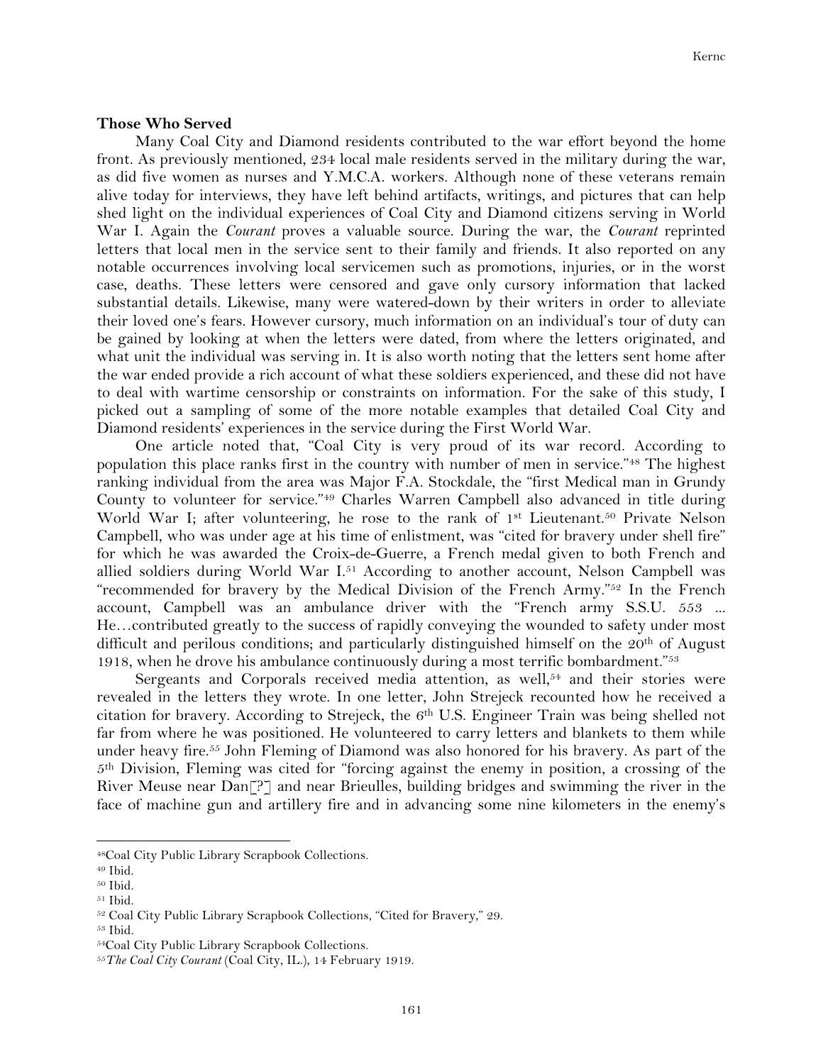**Those Who Served**

Many Coal City and Diamond residents contributed to the war effort beyond the home front. As previously mentioned, 234 local male residents served in the military during the war, as did five women as nurses and Y.M.C.A. workers. Although none of these veterans remain alive today for interviews, they have left behind artifacts, writings, and pictures that can help shed light on the individual experiences of Coal City and Diamond citizens serving in World War I. Again the *Courant* proves a valuable source. During the war, the *Courant* reprinted letters that local men in the service sent to their family and friends. It also reported on any notable occurrences involving local servicemen such as promotions, injuries, or in the worst case, deaths. These letters were censored and gave only cursory information that lacked substantial details. Likewise, many were watered-down by their writers in order to alleviate their loved one's fears. However cursory, much information on an individual's tour of duty can be gained by looking at when the letters were dated, from where the letters originated, and what unit the individual was serving in. It is also worth noting that the letters sent home after the war ended provide a rich account of what these soldiers experienced, and these did not have to deal with wartime censorship or constraints on information. For the sake of this study, I picked out a sampling of some of the more notable examples that detailed Coal City and Diamond residents' experiences in the service during the First World War.

One article noted that, "Coal City is very proud of its war record. According to population this place ranks first in the country with number of men in service."[48] The highest ranking individual from the area was Major F.A. Stockdale, the "first Medical man in Grundy County to volunteer for service."[49] Charles Warren Campbell also advanced in title during World War I; after volunteering, he rose to the rank of 1st Lieutenant.[50] Private Nelson Campbell, who was under age at his time of enlistment, was "cited for bravery under shell fire" for which he was awarded the Croix-de-Guerre, a French medal given to both French and allied soldiers during World War I.[51] According to another account, Nelson Campbell was "recommended for bravery by the Medical Division of the French Army."[52] In the French account, Campbell was an ambulance driver with the "French army S.S.U. 553 ... He…contributed greatly to the success of rapidly conveying the wounded to safety under most difficult and perilous conditions; and particularly distinguished himself on the 20th of August 1918, when he drove his ambulance continuously during a most terrific bombardment."[53]

Sergeants and Corporals received media attention, as well,[54] and their stories were revealed in the letters they wrote. In one letter, John Strejeck recounted how he received a citation for bravery. According to Strejeck, the 6th U.S. Engineer Train was being shelled not far from where he was positioned. He volunteered to carry letters and blankets to them while under heavy fire.[55] John Fleming of Diamond was also honored for his bravery. As part of the 5th Division, Fleming was cited for "forcing against the enemy in position, a crossing of the River Meuse near Dan[?] and near Brieulles, building bridges and swimming the river in the face of machine gun and artillery fire and in advancing some nine kilometers in the enemy's

---

[48] Coal City Public Library Scrapbook Collections.
[49] Ibid.
[50] Ibid.
[51] Ibid.
[52] Coal City Public Library Scrapbook Collections, "Cited for Bravery," 29.
[53] Ibid.
[54] Coal City Public Library Scrapbook Collections.
[55] *The Coal City Courant* (Coal City, IL.), 14 February 1919.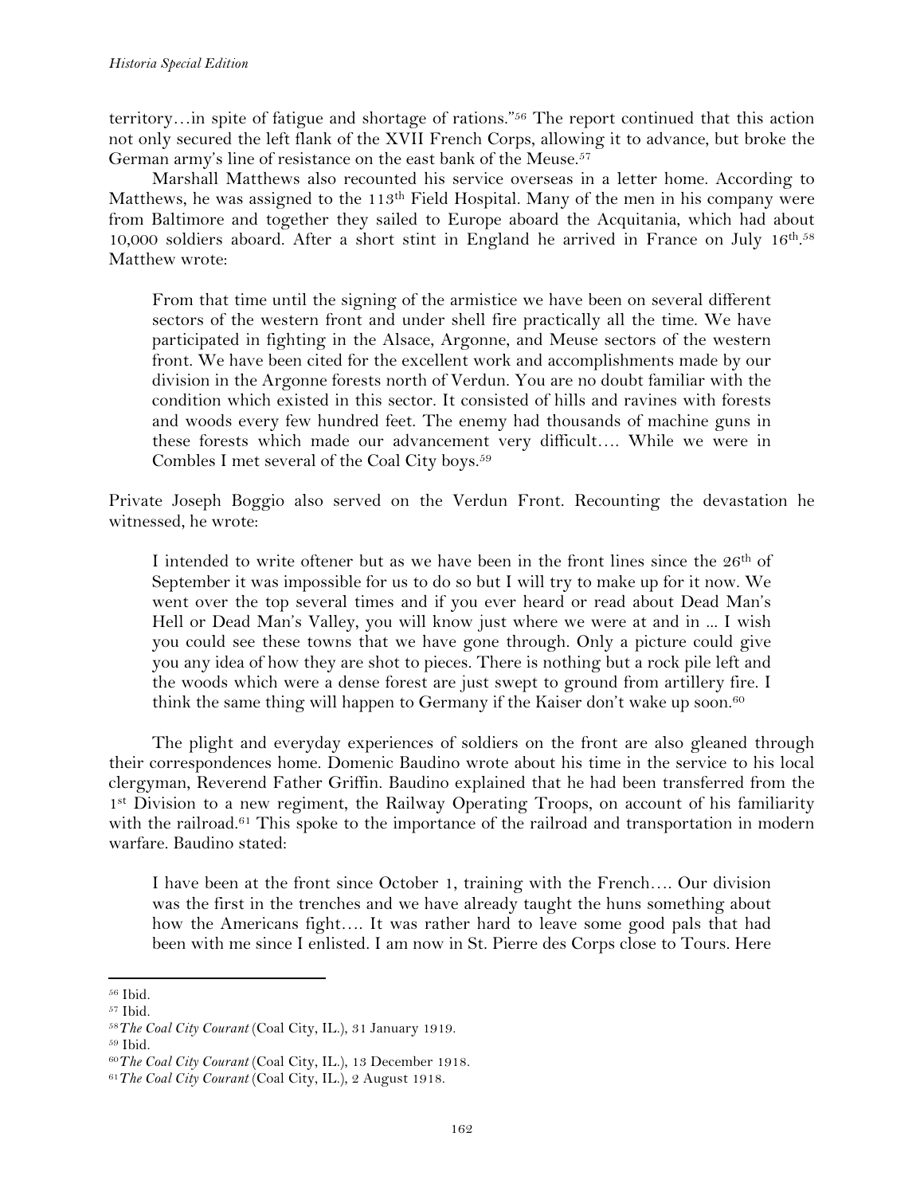territory…in spite of fatigue and shortage of rations."[56] The report continued that this action not only secured the left flank of the XVII French Corps, allowing it to advance, but broke the German army's line of resistance on the east bank of the Meuse.[57]

Marshall Matthews also recounted his service overseas in a letter home. According to Matthews, he was assigned to the 113th Field Hospital. Many of the men in his company were from Baltimore and together they sailed to Europe aboard the Acquitania, which had about 10,000 soldiers aboard. After a short stint in England he arrived in France on July 16th.[58] Matthew wrote:

> From that time until the signing of the armistice we have been on several different sectors of the western front and under shell fire practically all the time. We have participated in fighting in the Alsace, Argonne, and Meuse sectors of the western front. We have been cited for the excellent work and accomplishments made by our division in the Argonne forests north of Verdun. You are no doubt familiar with the condition which existed in this sector. It consisted of hills and ravines with forests and woods every few hundred feet. The enemy had thousands of machine guns in these forests which made our advancement very difficult…. While we were in Combles I met several of the Coal City boys.[59]

Private Joseph Boggio also served on the Verdun Front. Recounting the devastation he witnessed, he wrote:

> I intended to write oftener but as we have been in the front lines since the 26th of September it was impossible for us to do so but I will try to make up for it now. We went over the top several times and if you ever heard or read about Dead Man's Hell or Dead Man's Valley, you will know just where we were at and in ... I wish you could see these towns that we have gone through. Only a picture could give you any idea of how they are shot to pieces. There is nothing but a rock pile left and the woods which were a dense forest are just swept to ground from artillery fire. I think the same thing will happen to Germany if the Kaiser don't wake up soon.[60]

The plight and everyday experiences of soldiers on the front are also gleaned through their correspondences home. Domenic Baudino wrote about his time in the service to his local clergyman, Reverend Father Griffin. Baudino explained that he had been transferred from the 1st Division to a new regiment, the Railway Operating Troops, on account of his familiarity with the railroad.[61] This spoke to the importance of the railroad and transportation in modern warfare. Baudino stated:

> I have been at the front since October 1, training with the French…. Our division was the first in the trenches and we have already taught the huns something about how the Americans fight…. It was rather hard to leave some good pals that had been with me since I enlisted. I am now in St. Pierre des Corps close to Tours. Here

---

[56] Ibid.

[57] Ibid.

[58] *The Coal City Courant* (Coal City, IL.), 31 January 1919.

[59] Ibid.

[60] *The Coal City Courant* (Coal City, IL.), 13 December 1918.

[61] *The Coal City Courant* (Coal City, IL.), 2 August 1918.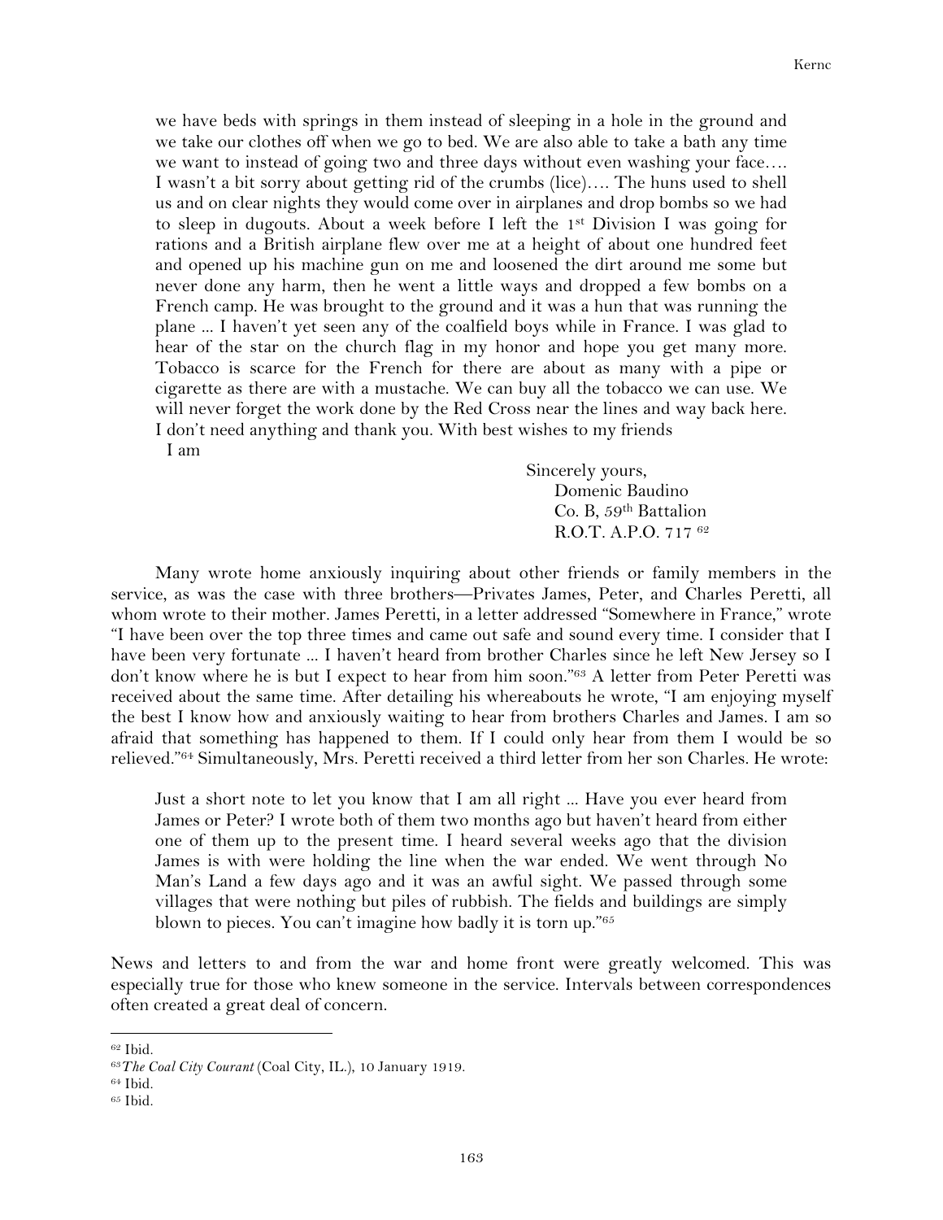> we have beds with springs in them instead of sleeping in a hole in the ground and we take our clothes off when we go to bed. We are also able to take a bath any time we want to instead of going two and three days without even washing your face…. I wasn't a bit sorry about getting rid of the crumbs (lice)…. The huns used to shell us and on clear nights they would come over in airplanes and drop bombs so we had to sleep in dugouts. About a week before I left the 1st Division I was going for rations and a British airplane flew over me at a height of about one hundred feet and opened up his machine gun on me and loosened the dirt around me some but never done any harm, then he went a little ways and dropped a few bombs on a French camp. He was brought to the ground and it was a hun that was running the plane ... I haven't yet seen any of the coalfield boys while in France. I was glad to hear of the star on the church flag in my honor and hope you get many more. Tobacco is scarce for the French for there are about as many with a pipe or cigarette as there are with a mustache. We can buy all the tobacco we can use. We will never forget the work done by the Red Cross near the lines and way back here. I don't need anything and thank you. With best wishes to my friends
>
> I am
>
> Sincerely yours,
> Domenic Baudino
> Co. B, 59th Battalion
> R.O.T. A.P.O. 717 [62]

Many wrote home anxiously inquiring about other friends or family members in the service, as was the case with three brothers—Privates James, Peter, and Charles Peretti, all whom wrote to their mother. James Peretti, in a letter addressed "Somewhere in France," wrote "I have been over the top three times and came out safe and sound every time. I consider that I have been very fortunate ... I haven't heard from brother Charles since he left New Jersey so I don't know where he is but I expect to hear from him soon."[63] A letter from Peter Peretti was received about the same time. After detailing his whereabouts he wrote, "I am enjoying myself the best I know how and anxiously waiting to hear from brothers Charles and James. I am so afraid that something has happened to them. If I could only hear from them I would be so relieved."[64] Simultaneously, Mrs. Peretti received a third letter from her son Charles. He wrote:

> Just a short note to let you know that I am all right ... Have you ever heard from James or Peter? I wrote both of them two months ago but haven't heard from either one of them up to the present time. I heard several weeks ago that the division James is with were holding the line when the war ended. We went through No Man's Land a few days ago and it was an awful sight. We passed through some villages that were nothing but piles of rubbish. The fields and buildings are simply blown to pieces. You can't imagine how badly it is torn up."[65]

News and letters to and from the war and home front were greatly welcomed. This was especially true for those who knew someone in the service. Intervals between correspondences often created a great deal of concern.

---

[62] Ibid.
[63] *The Coal City Courant* (Coal City, IL.), 10 January 1919.
[64] Ibid.
[65] Ibid.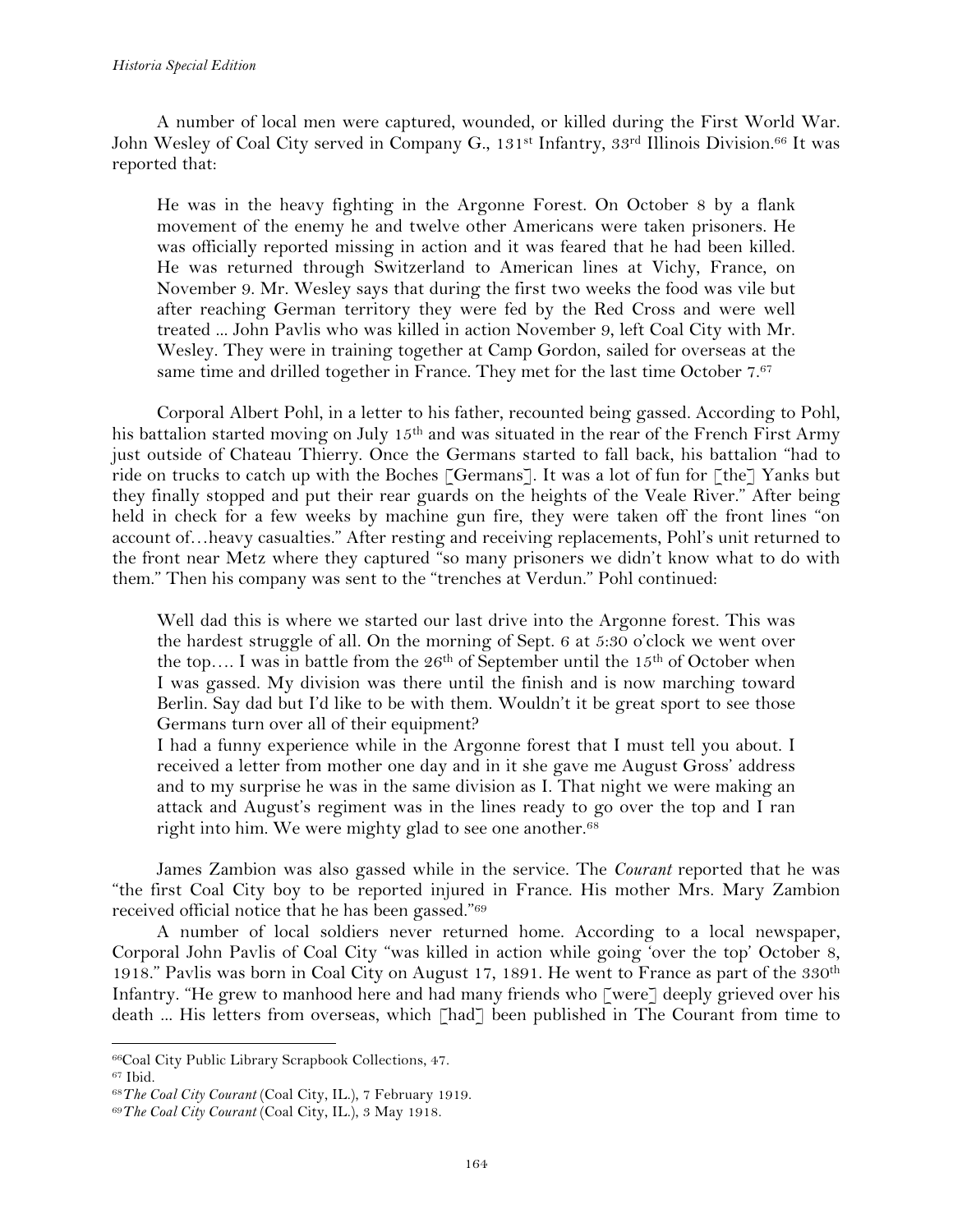A number of local men were captured, wounded, or killed during the First World War. John Wesley of Coal City served in Company G., 131st Infantry, 33rd Illinois Division.[66] It was reported that:

> He was in the heavy fighting in the Argonne Forest. On October 8 by a flank movement of the enemy he and twelve other Americans were taken prisoners. He was officially reported missing in action and it was feared that he had been killed. He was returned through Switzerland to American lines at Vichy, France, on November 9. Mr. Wesley says that during the first two weeks the food was vile but after reaching German territory they were fed by the Red Cross and were well treated ... John Pavlis who was killed in action November 9, left Coal City with Mr. Wesley. They were in training together at Camp Gordon, sailed for overseas at the same time and drilled together in France. They met for the last time October 7.[67]

Corporal Albert Pohl, in a letter to his father, recounted being gassed. According to Pohl, his battalion started moving on July 15th and was situated in the rear of the French First Army just outside of Chateau Thierry. Once the Germans started to fall back, his battalion "had to ride on trucks to catch up with the Boches [Germans]. It was a lot of fun for [the] Yanks but they finally stopped and put their rear guards on the heights of the Veale River." After being held in check for a few weeks by machine gun fire, they were taken off the front lines "on account of…heavy casualties." After resting and receiving replacements, Pohl's unit returned to the front near Metz where they captured "so many prisoners we didn't know what to do with them." Then his company was sent to the "trenches at Verdun." Pohl continued:

> Well dad this is where we started our last drive into the Argonne forest. This was the hardest struggle of all. On the morning of Sept. 6 at 5:30 o'clock we went over the top…. I was in battle from the 26th of September until the 15th of October when I was gassed. My division was there until the finish and is now marching toward Berlin. Say dad but I'd like to be with them. Wouldn't it be great sport to see those Germans turn over all of their equipment?
>
> I had a funny experience while in the Argonne forest that I must tell you about. I received a letter from mother one day and in it she gave me August Gross' address and to my surprise he was in the same division as I. That night we were making an attack and August's regiment was in the lines ready to go over the top and I ran right into him. We were mighty glad to see one another.[68]

James Zambion was also gassed while in the service. The *Courant* reported that he was "the first Coal City boy to be reported injured in France. His mother Mrs. Mary Zambion received official notice that he has been gassed."[69]

A number of local soldiers never returned home. According to a local newspaper, Corporal John Pavlis of Coal City "was killed in action while going 'over the top' October 8, 1918." Pavlis was born in Coal City on August 17, 1891. He went to France as part of the 330th Infantry. "He grew to manhood here and had many friends who [were] deeply grieved over his death ... His letters from overseas, which [had] been published in The Courant from time to

---

[66] Coal City Public Library Scrapbook Collections, 47.

[67] Ibid.

[68] *The Coal City Courant* (Coal City, IL.), 7 February 1919.

[69] *The Coal City Courant* (Coal City, IL.), 3 May 1918.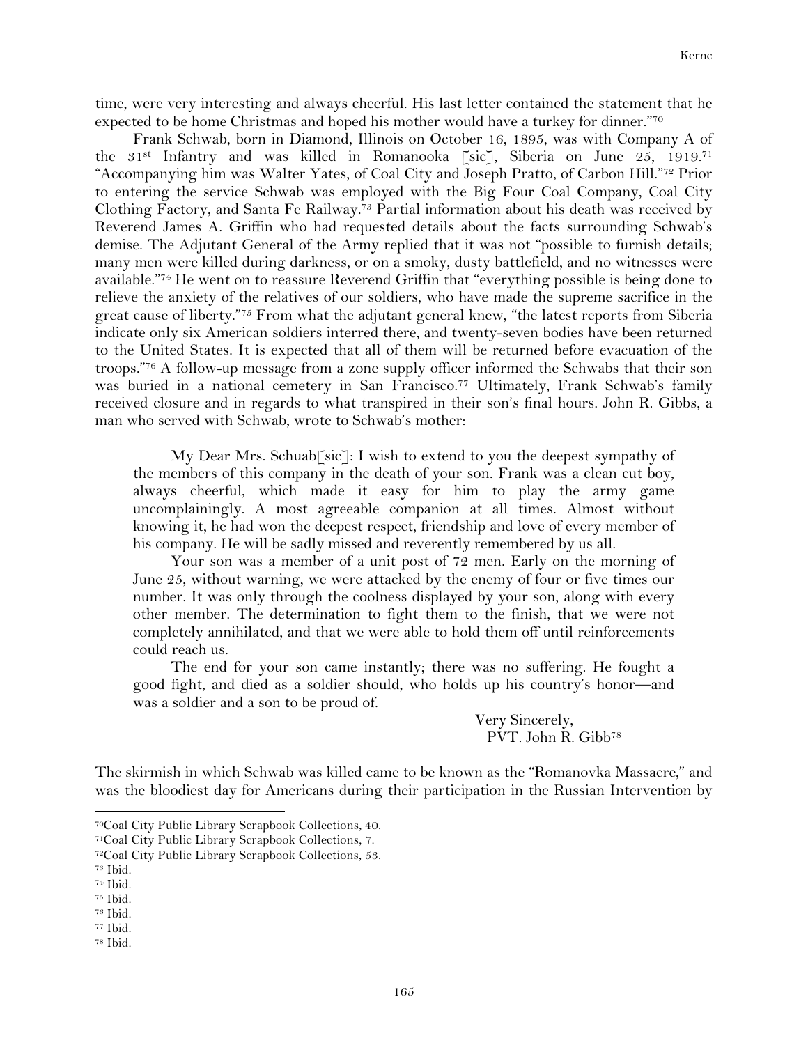time, were very interesting and always cheerful. His last letter contained the statement that he expected to be home Christmas and hoped his mother would have a turkey for dinner."[70]

Frank Schwab, born in Diamond, Illinois on October 16, 1895, was with Company A of the 31st Infantry and was killed in Romanooka [sic], Siberia on June 25, 1919.[71] "Accompanying him was Walter Yates, of Coal City and Joseph Pratto, of Carbon Hill."[72] Prior to entering the service Schwab was employed with the Big Four Coal Company, Coal City Clothing Factory, and Santa Fe Railway.[73] Partial information about his death was received by Reverend James A. Griffin who had requested details about the facts surrounding Schwab's demise. The Adjutant General of the Army replied that it was not "possible to furnish details; many men were killed during darkness, or on a smoky, dusty battlefield, and no witnesses were available."[74] He went on to reassure Reverend Griffin that "everything possible is being done to relieve the anxiety of the relatives of our soldiers, who have made the supreme sacrifice in the great cause of liberty."[75] From what the adjutant general knew, "the latest reports from Siberia indicate only six American soldiers interred there, and twenty-seven bodies have been returned to the United States. It is expected that all of them will be returned before evacuation of the troops."[76] A follow-up message from a zone supply officer informed the Schwabs that their son was buried in a national cemetery in San Francisco.[77] Ultimately, Frank Schwab's family received closure and in regards to what transpired in their son's final hours. John R. Gibbs, a man who served with Schwab, wrote to Schwab's mother:

> My Dear Mrs. Schuab[sic]: I wish to extend to you the deepest sympathy of the members of this company in the death of your son. Frank was a clean cut boy, always cheerful, which made it easy for him to play the army game uncomplainingly. A most agreeable companion at all times. Almost without knowing it, he had won the deepest respect, friendship and love of every member of his company. He will be sadly missed and reverently remembered by us all.
>
> Your son was a member of a unit post of 72 men. Early on the morning of June 25, without warning, we were attacked by the enemy of four or five times our number. It was only through the coolness displayed by your son, along with every other member. The determination to fight them to the finish, that we were not completely annihilated, and that we were able to hold them off until reinforcements could reach us.
>
> The end for your son came instantly; there was no suffering. He fought a good fight, and died as a soldier should, who holds up his country's honor—and was a soldier and a son to be proud of.
>
> Very Sincerely,
> PVT. John R. Gibb[78]

The skirmish in which Schwab was killed came to be known as the "Romanovka Massacre," and was the bloodiest day for Americans during their participation in the Russian Intervention by

---

[70] Coal City Public Library Scrapbook Collections, 40.
[71] Coal City Public Library Scrapbook Collections, 7.
[72] Coal City Public Library Scrapbook Collections, 53.
[73] Ibid.
[74] Ibid.
[75] Ibid.
[76] Ibid.
[77] Ibid.
[78] Ibid.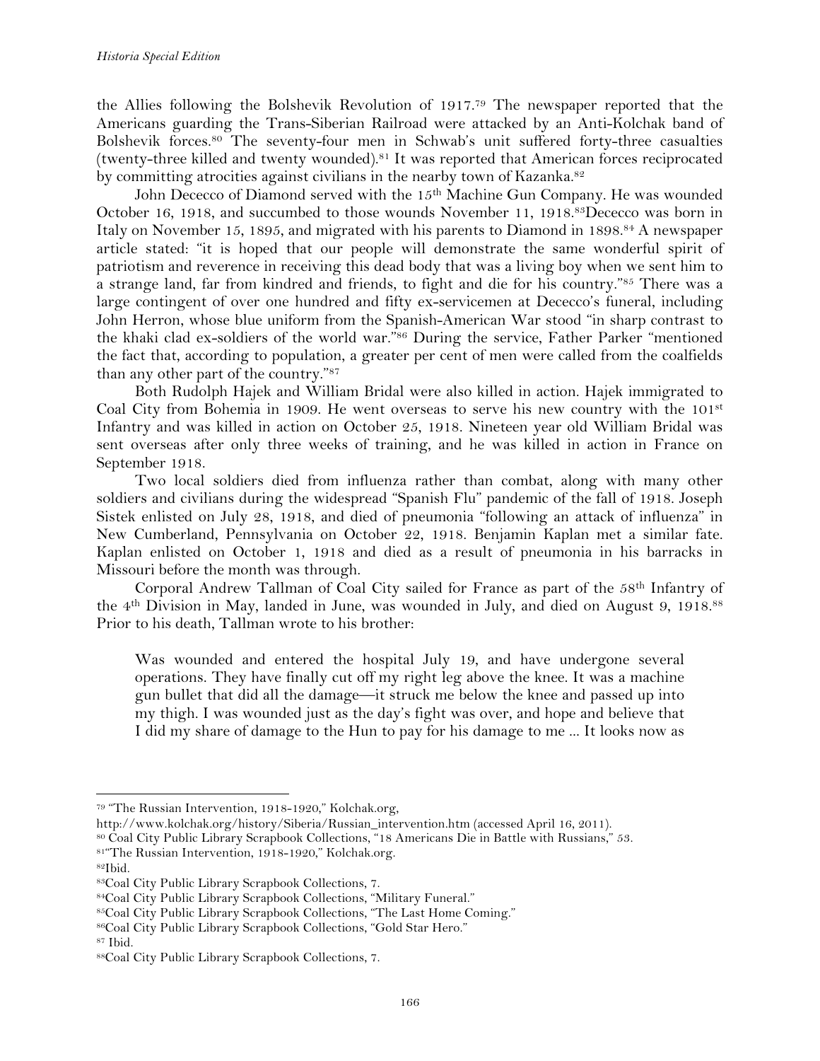the Allies following the Bolshevik Revolution of 1917.[79] The newspaper reported that the Americans guarding the Trans-Siberian Railroad were attacked by an Anti-Kolchak band of Bolshevik forces.[80] The seventy-four men in Schwab's unit suffered forty-three casualties (twenty-three killed and twenty wounded).[81] It was reported that American forces reciprocated by committing atrocities against civilians in the nearby town of Kazanka.[82]

John Dececco of Diamond served with the 15th Machine Gun Company. He was wounded October 16, 1918, and succumbed to those wounds November 11, 1918.[83] Dececco was born in Italy on November 15, 1895, and migrated with his parents to Diamond in 1898.[84] A newspaper article stated: "it is hoped that our people will demonstrate the same wonderful spirit of patriotism and reverence in receiving this dead body that was a living boy when we sent him to a strange land, far from kindred and friends, to fight and die for his country."[85] There was a large contingent of over one hundred and fifty ex-servicemen at Dececco's funeral, including John Herron, whose blue uniform from the Spanish-American War stood "in sharp contrast to the khaki clad ex-soldiers of the world war."[86] During the service, Father Parker "mentioned the fact that, according to population, a greater per cent of men were called from the coalfields than any other part of the country."[87]

Both Rudolph Hajek and William Bridal were also killed in action. Hajek immigrated to Coal City from Bohemia in 1909. He went overseas to serve his new country with the 101st Infantry and was killed in action on October 25, 1918. Nineteen year old William Bridal was sent overseas after only three weeks of training, and he was killed in action in France on September 1918.

Two local soldiers died from influenza rather than combat, along with many other soldiers and civilians during the widespread "Spanish Flu" pandemic of the fall of 1918. Joseph Sistek enlisted on July 28, 1918, and died of pneumonia "following an attack of influenza" in New Cumberland, Pennsylvania on October 22, 1918. Benjamin Kaplan met a similar fate. Kaplan enlisted on October 1, 1918 and died as a result of pneumonia in his barracks in Missouri before the month was through.

Corporal Andrew Tallman of Coal City sailed for France as part of the 58th Infantry of the 4th Division in May, landed in June, was wounded in July, and died on August 9, 1918.[88] Prior to his death, Tallman wrote to his brother:

> Was wounded and entered the hospital July 19, and have undergone several operations. They have finally cut off my right leg above the knee. It was a machine gun bullet that did all the damage—it struck me below the knee and passed up into my thigh. I was wounded just as the day's fight was over, and hope and believe that I did my share of damage to the Hun to pay for his damage to me ... It looks now as

---

[79] "The Russian Intervention, 1918-1920," Kolchak.org, http://www.kolchak.org/history/Siberia/Russian_intervention.htm (accessed April 16, 2011).

[80] Coal City Public Library Scrapbook Collections, "18 Americans Die in Battle with Russians," 53.

[81] "The Russian Intervention, 1918-1920," Kolchak.org.

[82] Ibid.

[83] Coal City Public Library Scrapbook Collections, 7.

[84] Coal City Public Library Scrapbook Collections, "Military Funeral."

[85] Coal City Public Library Scrapbook Collections, "The Last Home Coming."

[86] Coal City Public Library Scrapbook Collections, "Gold Star Hero."

[87] Ibid.

[88] Coal City Public Library Scrapbook Collections, 7.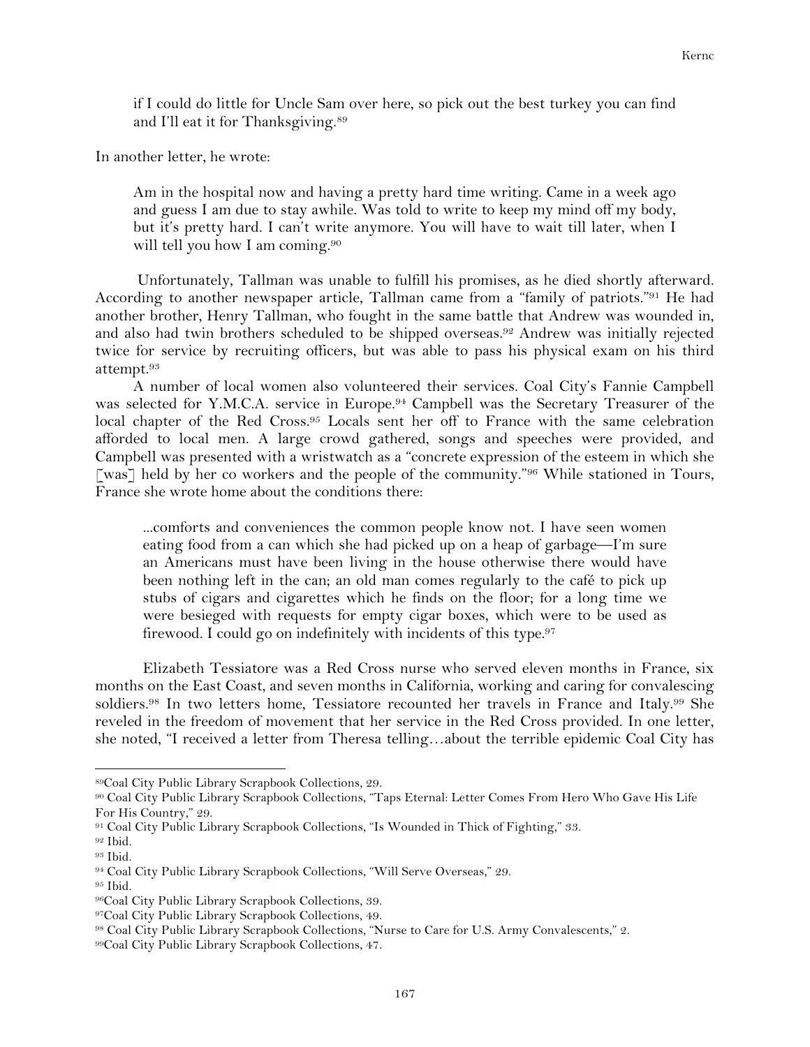> if I could do little for Uncle Sam over here, so pick out the best turkey you can find and I'll eat it for Thanksgiving.[89]

In another letter, he wrote:

> Am in the hospital now and having a pretty hard time writing. Came in a week ago and guess I am due to stay awhile. Was told to write to keep my mind off my body, but it's pretty hard. I can't write anymore. You will have to wait till later, when I will tell you how I am coming.[90]

Unfortunately, Tallman was unable to fulfill his promises, as he died shortly afterward. According to another newspaper article, Tallman came from a "family of patriots."[91] He had another brother, Henry Tallman, who fought in the same battle that Andrew was wounded in, and also had twin brothers scheduled to be shipped overseas.[92] Andrew was initially rejected twice for service by recruiting officers, but was able to pass his physical exam on his third attempt.[93]

A number of local women also volunteered their services. Coal City's Fannie Campbell was selected for Y.M.C.A. service in Europe.[94] Campbell was the Secretary Treasurer of the local chapter of the Red Cross.[95] Locals sent her off to France with the same celebration afforded to local men. A large crowd gathered, songs and speeches were provided, and Campbell was presented with a wristwatch as a "concrete expression of the esteem in which she [was] held by her co workers and the people of the community."[96] While stationed in Tours, France she wrote home about the conditions there:

> ...comforts and conveniences the common people know not. I have seen women eating food from a can which she had picked up on a heap of garbage—I'm sure an Americans must have been living in the house otherwise there would have been nothing left in the can; an old man comes regularly to the café to pick up stubs of cigars and cigarettes which he finds on the floor; for a long time we were besieged with requests for empty cigar boxes, which were to be used as firewood. I could go on indefinitely with incidents of this type.[97]

Elizabeth Tessiatore was a Red Cross nurse who served eleven months in France, six months on the East Coast, and seven months in California, working and caring for convalescing soldiers.[98] In two letters home, Tessiatore recounted her travels in France and Italy.[99] She reveled in the freedom of movement that her service in the Red Cross provided. In one letter, she noted, "I received a letter from Theresa telling…about the terrible epidemic Coal City has

---

[89] Coal City Public Library Scrapbook Collections, 29.

[90] Coal City Public Library Scrapbook Collections, "Taps Eternal: Letter Comes From Hero Who Gave His Life For His Country," 29.

[91] Coal City Public Library Scrapbook Collections, "Is Wounded in Thick of Fighting," 33.

[92] Ibid.

[93] Ibid.

[94] Coal City Public Library Scrapbook Collections, "Will Serve Overseas," 29.

[95] Ibid.

[96] Coal City Public Library Scrapbook Collections, 39.

[97] Coal City Public Library Scrapbook Collections, 49.

[98] Coal City Public Library Scrapbook Collections, "Nurse to Care for U.S. Army Convalescents," 2.

[99] Coal City Public Library Scrapbook Collections, 47.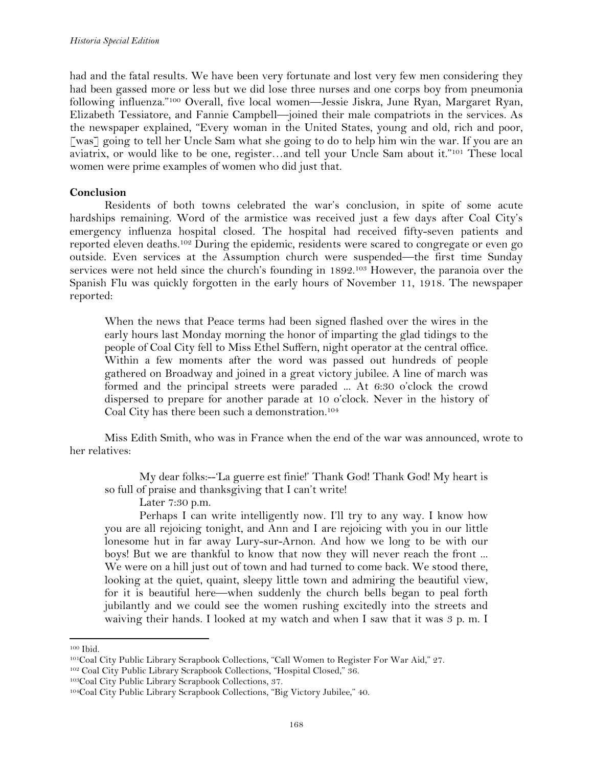had and the fatal results. We have been very fortunate and lost very few men considering they had been gassed more or less but we did lose three nurses and one corps boy from pneumonia following influenza."[100] Overall, five local women—Jessie Jiskra, June Ryan, Margaret Ryan, Elizabeth Tessiatore, and Fannie Campbell—joined their male compatriots in the services. As the newspaper explained, "Every woman in the United States, young and old, rich and poor, [was] going to tell her Uncle Sam what she going to do to help him win the war. If you are an aviatrix, or would like to be one, register…and tell your Uncle Sam about it."[101] These local women were prime examples of women who did just that.

**Conclusion**

Residents of both towns celebrated the war's conclusion, in spite of some acute hardships remaining. Word of the armistice was received just a few days after Coal City's emergency influenza hospital closed. The hospital had received fifty-seven patients and reported eleven deaths.[102] During the epidemic, residents were scared to congregate or even go outside. Even services at the Assumption church were suspended—the first time Sunday services were not held since the church's founding in 1892.[103] However, the paranoia over the Spanish Flu was quickly forgotten in the early hours of November 11, 1918. The newspaper reported:

> When the news that Peace terms had been signed flashed over the wires in the early hours last Monday morning the honor of imparting the glad tidings to the people of Coal City fell to Miss Ethel Suffern, night operator at the central office. Within a few moments after the word was passed out hundreds of people gathered on Broadway and joined in a great victory jubilee. A line of march was formed and the principal streets were paraded ... At 6:30 o'clock the crowd dispersed to prepare for another parade at 10 o'clock. Never in the history of Coal City has there been such a demonstration.[104]

Miss Edith Smith, who was in France when the end of the war was announced, wrote to her relatives:

> My dear folks:--'La guerre est finie!' Thank God! Thank God! My heart is so full of praise and thanksgiving that I can't write!
>
> Later 7:30 p.m.
>
> Perhaps I can write intelligently now. I'll try to any way. I know how you are all rejoicing tonight, and Ann and I are rejoicing with you in our little lonesome hut in far away Lury-sur-Arnon. And how we long to be with our boys! But we are thankful to know that now they will never reach the front ... We were on a hill just out of town and had turned to come back. We stood there, looking at the quiet, quaint, sleepy little town and admiring the beautiful view, for it is beautiful here—when suddenly the church bells began to peal forth jubilantly and we could see the women rushing excitedly into the streets and waiving their hands. I looked at my watch and when I saw that it was 3 p. m. I

---

[100] Ibid.

[101] Coal City Public Library Scrapbook Collections, "Call Women to Register For War Aid," 27.

[102] Coal City Public Library Scrapbook Collections, "Hospital Closed," 36.

[103] Coal City Public Library Scrapbook Collections, 37.

[104] Coal City Public Library Scrapbook Collections, "Big Victory Jubilee," 40.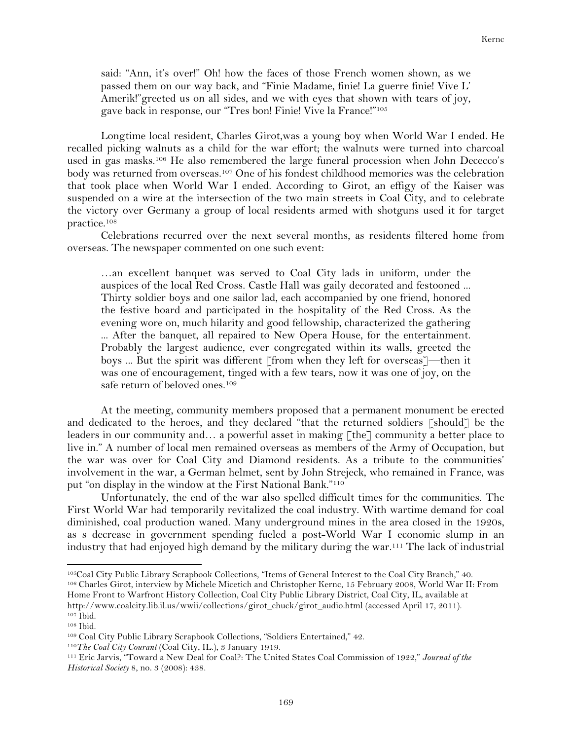said: "Ann, it's over!" Oh! how the faces of those French women shown, as we passed them on our way back, and "Finie Madame, finie! La guerre finie! Vive L' Amerik!"greeted us on all sides, and we with eyes that shown with tears of joy, gave back in response, our "Tres bon! Finie! Vive la France!"[105]

Longtime local resident, Charles Girot,was a young boy when World War I ended. He recalled picking walnuts as a child for the war effort; the walnuts were turned into charcoal used in gas masks.[106] He also remembered the large funeral procession when John Dececco's body was returned from overseas.[107] One of his fondest childhood memories was the celebration that took place when World War I ended. According to Girot, an effigy of the Kaiser was suspended on a wire at the intersection of the two main streets in Coal City, and to celebrate the victory over Germany a group of local residents armed with shotguns used it for target practice.[108]

Celebrations recurred over the next several months, as residents filtered home from overseas. The newspaper commented on one such event:

> …an excellent banquet was served to Coal City lads in uniform, under the auspices of the local Red Cross. Castle Hall was gaily decorated and festooned ... Thirty soldier boys and one sailor lad, each accompanied by one friend, honored the festive board and participated in the hospitality of the Red Cross. As the evening wore on, much hilarity and good fellowship, characterized the gathering ... After the banquet, all repaired to New Opera House, for the entertainment. Probably the largest audience, ever congregated within its walls, greeted the boys ... But the spirit was different [from when they left for overseas]—then it was one of encouragement, tinged with a few tears, now it was one of joy, on the safe return of beloved ones.[109]

At the meeting, community members proposed that a permanent monument be erected and dedicated to the heroes, and they declared "that the returned soldiers [should] be the leaders in our community and… a powerful asset in making [the] community a better place to live in." A number of local men remained overseas as members of the Army of Occupation, but the war was over for Coal City and Diamond residents. As a tribute to the communities' involvement in the war, a German helmet, sent by John Strejeck, who remained in France, was put "on display in the window at the First National Bank."[110]

Unfortunately, the end of the war also spelled difficult times for the communities. The First World War had temporarily revitalized the coal industry. With wartime demand for coal diminished, coal production waned. Many underground mines in the area closed in the 1920s, as s decrease in government spending fueled a post-World War I economic slump in an industry that had enjoyed high demand by the military during the war.[111] The lack of industrial

---

[105]Coal City Public Library Scrapbook Collections, "Items of General Interest to the Coal City Branch," 40.

[106] Charles Girot, interview by Michele Micetich and Christopher Kernc, 15 February 2008, World War II: From Home Front to Warfront History Collection, Coal City Public Library District, Coal City, IL, available at http://www.coalcity.lib.il.us/wwii/collections/girot_chuck/girot_audio.html (accessed April 17, 2011).

[107] Ibid.

[108] Ibid.

[109] Coal City Public Library Scrapbook Collections, "Soldiers Entertained," 42.

[110]*The Coal City Courant* (Coal City, IL.), 3 January 1919.

[111] Eric Jarvis, "Toward a New Deal for Coal?: The United States Coal Commission of 1922," *Journal of the Historical Society* 8, no. 3 (2008): 438.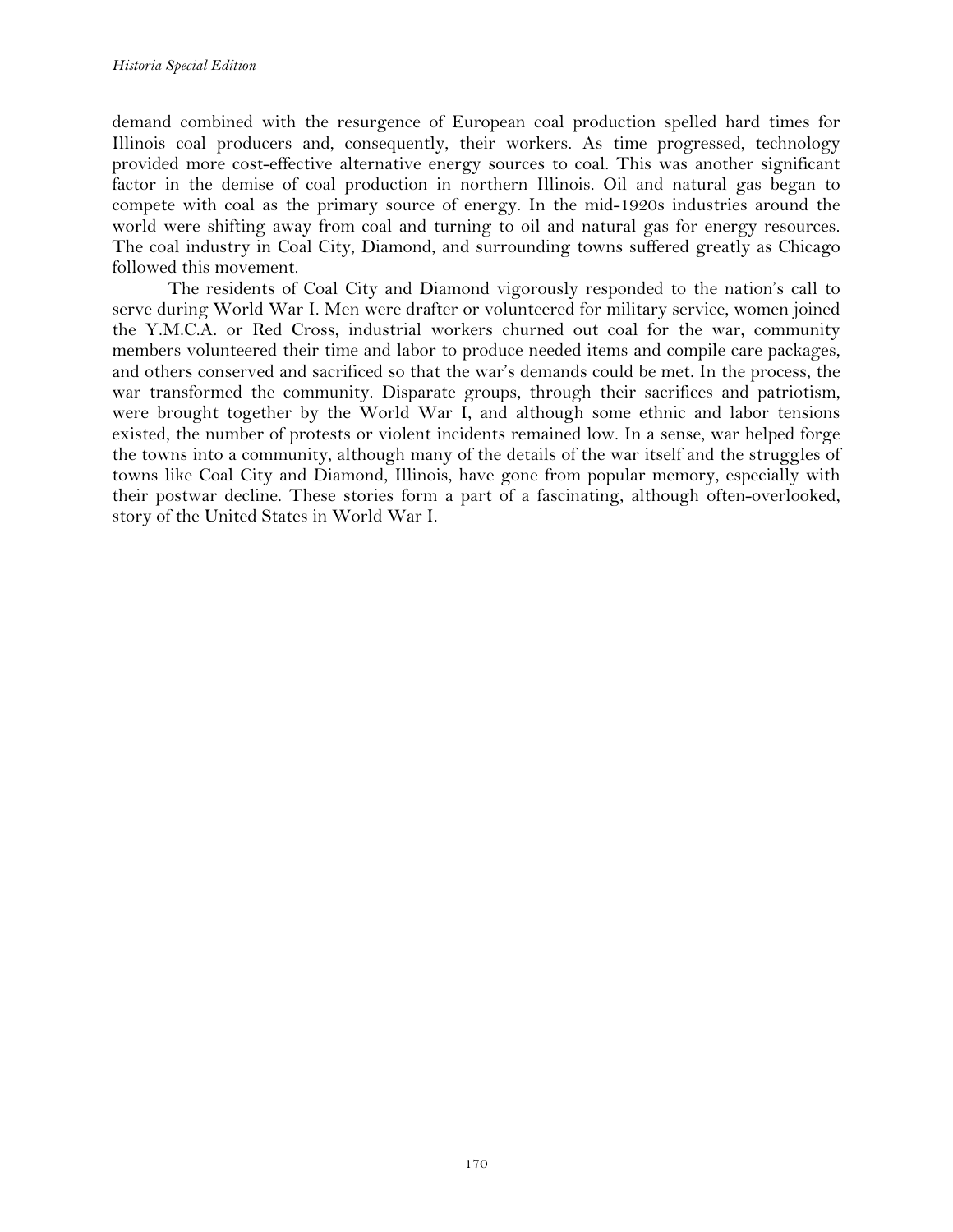demand combined with the resurgence of European coal production spelled hard times for Illinois coal producers and, consequently, their workers. As time progressed, technology provided more cost-effective alternative energy sources to coal. This was another significant factor in the demise of coal production in northern Illinois. Oil and natural gas began to compete with coal as the primary source of energy. In the mid-1920s industries around the world were shifting away from coal and turning to oil and natural gas for energy resources. The coal industry in Coal City, Diamond, and surrounding towns suffered greatly as Chicago followed this movement.

The residents of Coal City and Diamond vigorously responded to the nation's call to serve during World War I. Men were drafter or volunteered for military service, women joined the Y.M.C.A. or Red Cross, industrial workers churned out coal for the war, community members volunteered their time and labor to produce needed items and compile care packages, and others conserved and sacrificed so that the war's demands could be met. In the process, the war transformed the community. Disparate groups, through their sacrifices and patriotism, were brought together by the World War I, and although some ethnic and labor tensions existed, the number of protests or violent incidents remained low. In a sense, war helped forge the towns into a community, although many of the details of the war itself and the struggles of towns like Coal City and Diamond, Illinois, have gone from popular memory, especially with their postwar decline. These stories form a part of a fascinating, although often-overlooked, story of the United States in World War I.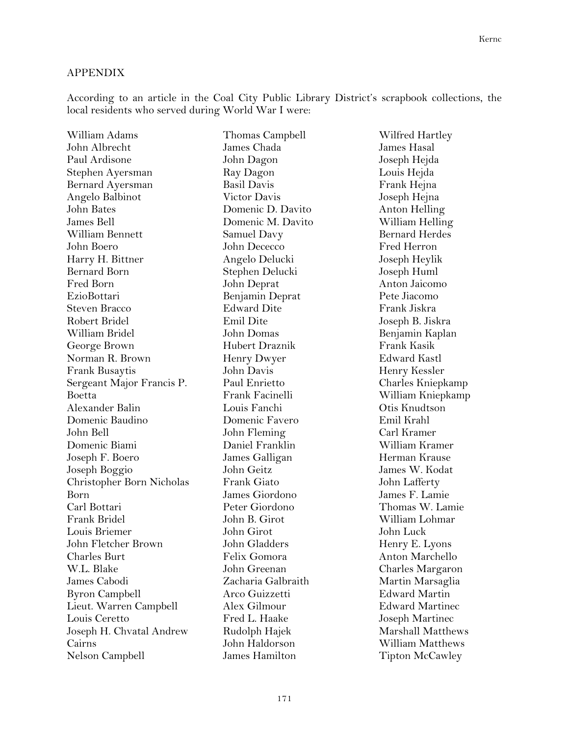## APPENDIX

According to an article in the Coal City Public Library District's scrapbook collections, the local residents who served during World War I were:

William Adams
John Albrecht
Paul Ardisone
Stephen Ayersman
Bernard Ayersman
Angelo Balbinot
John Bates
James Bell
William Bennett
John Boero
Harry H. Bittner
Bernard Born
Fred Born
EzioBottari
Steven Bracco
Robert Bridel
William Bridel
George Brown
Norman R. Brown
Frank Busaytis
Sergeant Major Francis P. Boetta
Alexander Balin
Domenic Baudino
John Bell
Domenic Biami
Joseph F. Boero
Joseph Boggio
Christopher Born Nicholas Born
Carl Bottari
Frank Bridel
Louis Briemer
John Fletcher Brown
Charles Burt
W.L. Blake
James Cabodi
Byron Campbell
Lieut. Warren Campbell
Louis Ceretto
Joseph H. Chvatal Andrew Cairns
Nelson Campbell
Thomas Campbell
James Chada
John Dagon
Ray Dagon
Basil Davis
Victor Davis
Domenic D. Davito
Domenic M. Davito
Samuel Davy
John Dececco
Angelo Delucki
Stephen Delucki
John Deprat
Benjamin Deprat
Edward Dite
Emil Dite
John Domas
Hubert Draznik
Henry Dwyer
John Davis
Paul Enrietto
Frank Facinelli
Louis Fanchi
Domenic Favero
John Fleming
Daniel Franklin
James Galligan
John Geitz
Frank Giato
James Giordono
Peter Giordono
John B. Girot
John Girot
John Gladders
Felix Gomora
John Greenan
Zacharia Galbraith
Arco Guizzetti
Alex Gilmour
Fred L. Haake
Rudolph Hajek
John Haldorson
James Hamilton
Wilfred Hartley
James Hasal
Joseph Hejda
Louis Hejda
Frank Hejna
Joseph Hejna
Anton Helling
William Helling
Bernard Herdes
Fred Herron
Joseph Heylik
Joseph Huml
Anton Jaicomo
Pete Jiacomo
Frank Jiskra
Joseph B. Jiskra
Benjamin Kaplan
Frank Kasik
Edward Kastl
Henry Kessler
Charles Kniepkamp
William Kniepkamp
Otis Knudtson
Emil Krahl
Carl Kramer
William Kramer
Herman Krause
James W. Kodat
John Lafferty
James F. Lamie
Thomas W. Lamie
William Lohmar
John Luck
Henry E. Lyons
Anton Marchello
Charles Margaron
Martin Marsaglia
Edward Martin
Edward Martinec
Joseph Martinec
Marshall Matthews
William Matthews
Tipton McCawley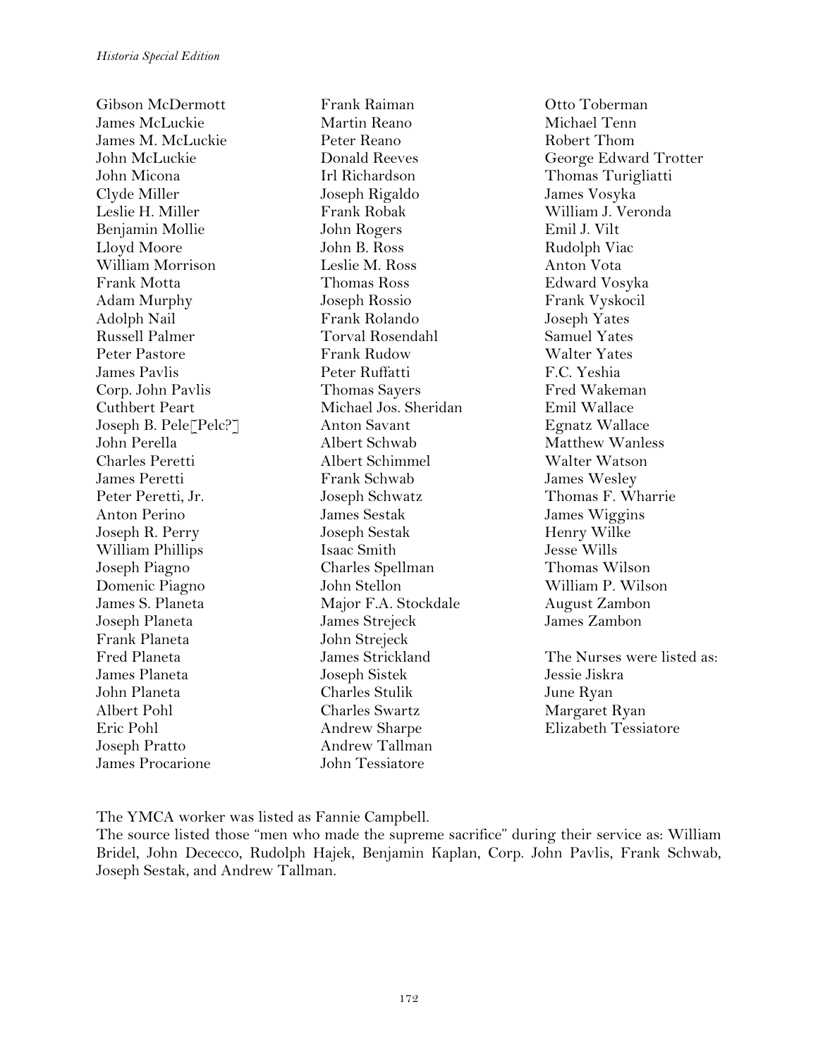Gibson McDermott
James McLuckie
James M. McLuckie
John McLuckie
John Micona
Clyde Miller
Leslie H. Miller
Benjamin Mollie
Lloyd Moore
William Morrison
Frank Motta
Adam Murphy
Adolph Nail
Russell Palmer
Peter Pastore
James Pavlis
Corp. John Pavlis
Cuthbert Peart
Joseph B. Pele[Pelc?]
John Perella
Charles Peretti
James Peretti
Peter Peretti, Jr.
Anton Perino
Joseph R. Perry
William Phillips
Joseph Piagno
Domenic Piagno
James S. Planeta
Joseph Planeta
Frank Planeta
Fred Planeta
James Planeta
John Planeta
Albert Pohl
Eric Pohl
Joseph Pratto
James Procarione
Frank Raiman
Martin Reano
Peter Reano
Donald Reeves
Irl Richardson
Joseph Rigaldo
Frank Robak
John Rogers
John B. Ross
Leslie M. Ross
Thomas Ross
Joseph Rossio
Frank Rolando
Torval Rosendahl
Frank Rudow
Peter Ruffatti
Thomas Sayers
Michael Jos. Sheridan
Anton Savant
Albert Schwab
Albert Schimmel
Frank Schwab
Joseph Schwatz
James Sestak
Joseph Sestak
Isaac Smith
Charles Spellman
John Stellon
Major F.A. Stockdale
James Strejeck
John Strejeck
James Strickland
Joseph Sistek
Charles Stulik
Charles Swartz
Andrew Sharpe
Andrew Tallman
John Tessiatore
Otto Toberman
Michael Tenn
Robert Thom
George Edward Trotter
Thomas Turigliatti
James Vosyka
William J. Veronda
Emil J. Vilt
Rudolph Viac
Anton Vota
Edward Vosyka
Frank Vyskocil
Joseph Yates
Samuel Yates
Walter Yates
F.C. Yeshia
Fred Wakeman
Emil Wallace
Egnatz Wallace
Matthew Wanless
Walter Watson
James Wesley
Thomas F. Wharrie
James Wiggins
Henry Wilke
Jesse Wills
Thomas Wilson
William P. Wilson
August Zambon
James Zambon

The Nurses were listed as:
Jessie Jiskra
June Ryan
Margaret Ryan
Elizabeth Tessiatore

The YMCA worker was listed as Fannie Campbell.
The source listed those "men who made the supreme sacrifice" during their service as: William Bridel, John Dececco, Rudolph Hajek, Benjamin Kaplan, Corp. John Pavlis, Frank Schwab, Joseph Sestak, and Andrew Tallman.